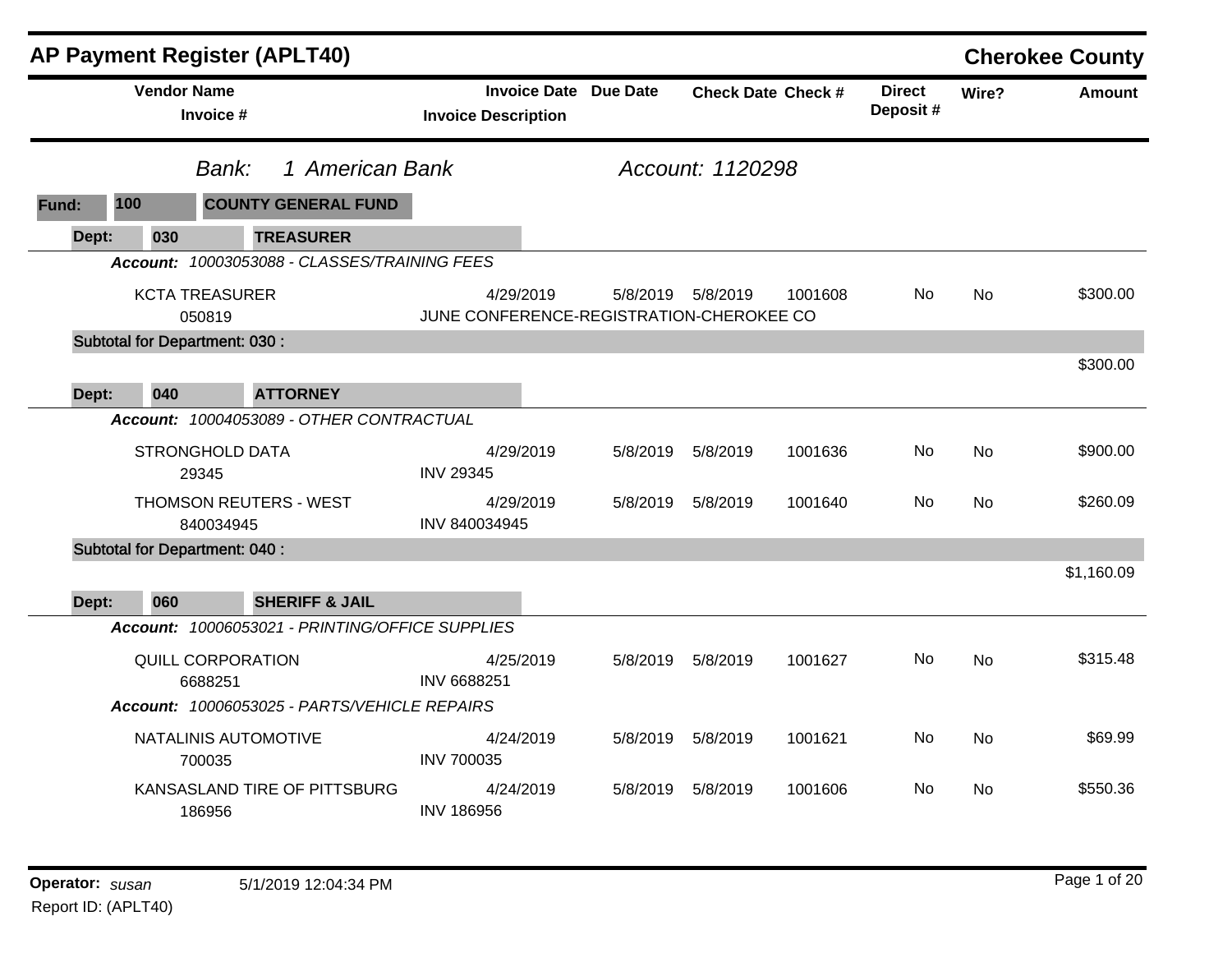# AP Payment Register (APLT40)

## Cherokee County

**Bank:** 1 American Bank — **Account:** 1120298

**Fund:** 100 COUNTY GENERAL FUND

| Vendor Name / Invoice # | Invoice Date / Invoice Description | Due Date | Check Date | Check # | Direct Deposit # | Wire? | Amount |
|---|---|---|---|---|---|---|---|
| **Dept: 030 TREASURER** | | | | | | | |
| *Account: 10003053088 - CLASSES/TRAINING FEES* | | | | | | | |
| KCTA TREASURER<br>050819 | 4/29/2019<br>JUNE CONFERENCE-REGISTRATION-CHEROKEE CO | 5/8/2019 | 5/8/2019 | 1001608 | No | No | $300.00 |
| **Subtotal for Department: 030 :** | | | | | | | $300.00 |
| **Dept: 040 ATTORNEY** | | | | | | | |
| *Account: 10004053089 - OTHER CONTRACTUAL* | | | | | | | |
| STRONGHOLD DATA<br>29345 | 4/29/2019<br>INV 29345 | 5/8/2019 | 5/8/2019 | 1001636 | No | No | $900.00 |
| THOMSON REUTERS - WEST<br>840034945 | 4/29/2019<br>INV 840034945 | 5/8/2019 | 5/8/2019 | 1001640 | No | No | $260.09 |
| **Subtotal for Department: 040 :** | | | | | | | $1,160.09 |
| **Dept: 060 SHERIFF & JAIL** | | | | | | | |
| *Account: 10006053021 - PRINTING/OFFICE SUPPLIES* | | | | | | | |
| QUILL CORPORATION<br>6688251 | 4/25/2019<br>INV 6688251 | 5/8/2019 | 5/8/2019 | 1001627 | No | No | $315.48 |
| *Account: 10006053025 - PARTS/VEHICLE REPAIRS* | | | | | | | |
| NATALINIS AUTOMOTIVE<br>700035 | 4/24/2019<br>INV 700035 | 5/8/2019 | 5/8/2019 | 1001621 | No | No | $69.99 |
| KANSASLAND TIRE OF PITTSBURG<br>186956 | 4/24/2019<br>INV 186956 | 5/8/2019 | 5/8/2019 | 1001606 | No | No | $550.36 |

**Operator:** *susan* 5/1/2019 12:04:34 PM

Report ID: (APLT40)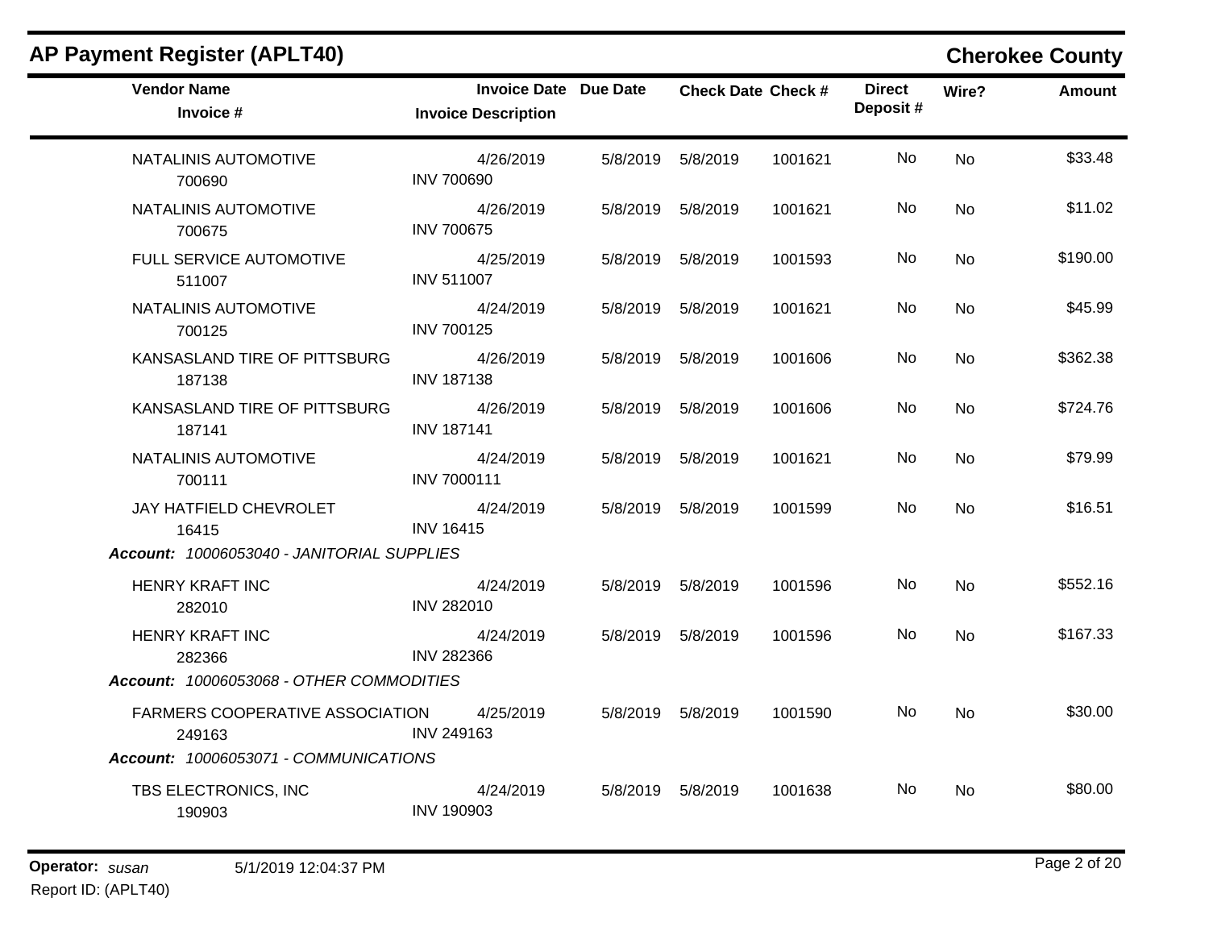## AP Payment Register (APLT40)

**Cherokee County**

| Vendor Name / Invoice # | Invoice Date / Invoice Description | Due Date | Check Date | Check # | Direct Deposit # | Wire? | Amount |
|---|---|---|---|---|---|---|---|
| NATALINIS AUTOMOTIVE<br>700690 | 4/26/2019<br>INV 700690 | 5/8/2019 | 5/8/2019 | 1001621 | No | No | $33.48 |
| NATALINIS AUTOMOTIVE<br>700675 | 4/26/2019<br>INV 700675 | 5/8/2019 | 5/8/2019 | 1001621 | No | No | $11.02 |
| FULL SERVICE AUTOMOTIVE<br>511007 | 4/25/2019<br>INV 511007 | 5/8/2019 | 5/8/2019 | 1001593 | No | No | $190.00 |
| NATALINIS AUTOMOTIVE<br>700125 | 4/24/2019<br>INV 700125 | 5/8/2019 | 5/8/2019 | 1001621 | No | No | $45.99 |
| KANSASLAND TIRE OF PITTSBURG<br>187138 | 4/26/2019<br>INV 187138 | 5/8/2019 | 5/8/2019 | 1001606 | No | No | $362.38 |
| KANSASLAND TIRE OF PITTSBURG<br>187141 | 4/26/2019<br>INV 187141 | 5/8/2019 | 5/8/2019 | 1001606 | No | No | $724.76 |
| NATALINIS AUTOMOTIVE<br>700111 | 4/24/2019<br>INV 7000111 | 5/8/2019 | 5/8/2019 | 1001621 | No | No | $79.99 |
| JAY HATFIELD CHEVROLET<br>16415 | 4/24/2019<br>INV 16415 | 5/8/2019 | 5/8/2019 | 1001599 | No | No | $16.51 |

***Account:* *10006053040 - JANITORIAL SUPPLIES***

| Vendor Name / Invoice # | Invoice Date / Invoice Description | Due Date | Check Date | Check # | Direct Deposit # | Wire? | Amount |
|---|---|---|---|---|---|---|---|
| HENRY KRAFT INC<br>282010 | 4/24/2019<br>INV 282010 | 5/8/2019 | 5/8/2019 | 1001596 | No | No | $552.16 |
| HENRY KRAFT INC<br>282366 | 4/24/2019<br>INV 282366 | 5/8/2019 | 5/8/2019 | 1001596 | No | No | $167.33 |

***Account:* *10006053068 - OTHER COMMODITIES***

| Vendor Name / Invoice # | Invoice Date / Invoice Description | Due Date | Check Date | Check # | Direct Deposit # | Wire? | Amount |
|---|---|---|---|---|---|---|---|
| FARMERS COOPERATIVE ASSOCIATION<br>249163 | 4/25/2019<br>INV 249163 | 5/8/2019 | 5/8/2019 | 1001590 | No | No | $30.00 |

***Account:* *10006053071 - COMMUNICATIONS***

| Vendor Name / Invoice # | Invoice Date / Invoice Description | Due Date | Check Date | Check # | Direct Deposit # | Wire? | Amount |
|---|---|---|---|---|---|---|---|
| TBS ELECTRONICS, INC<br>190903 | 4/24/2019<br>INV 190903 | 5/8/2019 | 5/8/2019 | 1001638 | No | No | $80.00 |

**Operator:** *susan* 5/1/2019 12:04:37 PM

Report ID: (APLT40)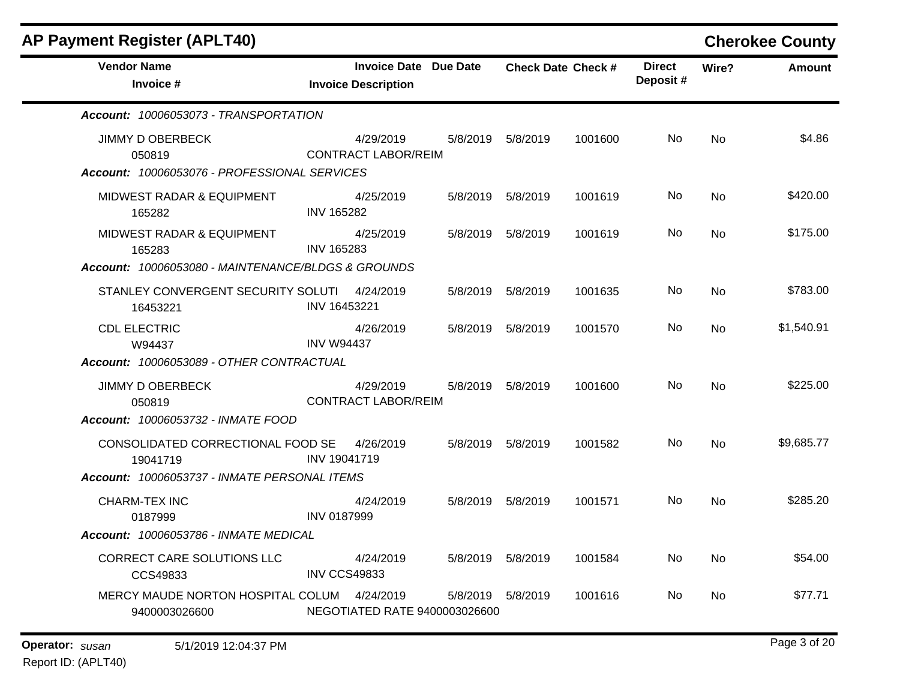## AP Payment Register (APLT40)

**Cherokee County**

| Vendor Name / Invoice # | Invoice Date / Invoice Description | Due Date | Check Date | Check # | Direct Deposit # | Wire? | Amount |
|---|---|---|---|---|---|---|---|
| ***Account:** 10006053073 - TRANSPORTATION* | | | | | | | |
| JIMMY D OBERBECK<br>050819 | 4/29/2019<br>CONTRACT LABOR/REIM | 5/8/2019 | 5/8/2019 | 1001600 | No | No | $4.86 |
| ***Account:** 10006053076 - PROFESSIONAL SERVICES* | | | | | | | |
| MIDWEST RADAR & EQUIPMENT<br>165282 | 4/25/2019<br>INV 165282 | 5/8/2019 | 5/8/2019 | 1001619 | No | No | $420.00 |
| MIDWEST RADAR & EQUIPMENT<br>165283 | 4/25/2019<br>INV 165283 | 5/8/2019 | 5/8/2019 | 1001619 | No | No | $175.00 |
| ***Account:** 10006053080 - MAINTENANCE/BLDGS & GROUNDS* | | | | | | | |
| STANLEY CONVERGENT SECURITY SOLUTI<br>16453221 | 4/24/2019<br>INV 16453221 | 5/8/2019 | 5/8/2019 | 1001635 | No | No | $783.00 |
| CDL ELECTRIC<br>W94437 | 4/26/2019<br>INV W94437 | 5/8/2019 | 5/8/2019 | 1001570 | No | No | $1,540.91 |
| ***Account:** 10006053089 - OTHER CONTRACTUAL* | | | | | | | |
| JIMMY D OBERBECK<br>050819 | 4/29/2019<br>CONTRACT LABOR/REIM | 5/8/2019 | 5/8/2019 | 1001600 | No | No | $225.00 |
| ***Account:** 10006053732 - INMATE FOOD* | | | | | | | |
| CONSOLIDATED CORRECTIONAL FOOD SE<br>19041719 | 4/26/2019<br>INV 19041719 | 5/8/2019 | 5/8/2019 | 1001582 | No | No | $9,685.77 |
| ***Account:** 10006053737 - INMATE PERSONAL ITEMS* | | | | | | | |
| CHARM-TEX INC<br>0187999 | 4/24/2019<br>INV 0187999 | 5/8/2019 | 5/8/2019 | 1001571 | No | No | $285.20 |
| ***Account:** 10006053786 - INMATE MEDICAL* | | | | | | | |
| CORRECT CARE SOLUTIONS LLC<br>CCS49833 | 4/24/2019<br>INV CCS49833 | 5/8/2019 | 5/8/2019 | 1001584 | No | No | $54.00 |
| MERCY MAUDE NORTON HOSPITAL COLUM<br>9400003026600 | 4/24/2019<br>NEGOTIATED RATE 9400003026600 | 5/8/2019 | 5/8/2019 | 1001616 | No | No | $77.71 |

**Operator:** *susan* 5/1/2019 12:04:37 PM

Report ID: (APLT40)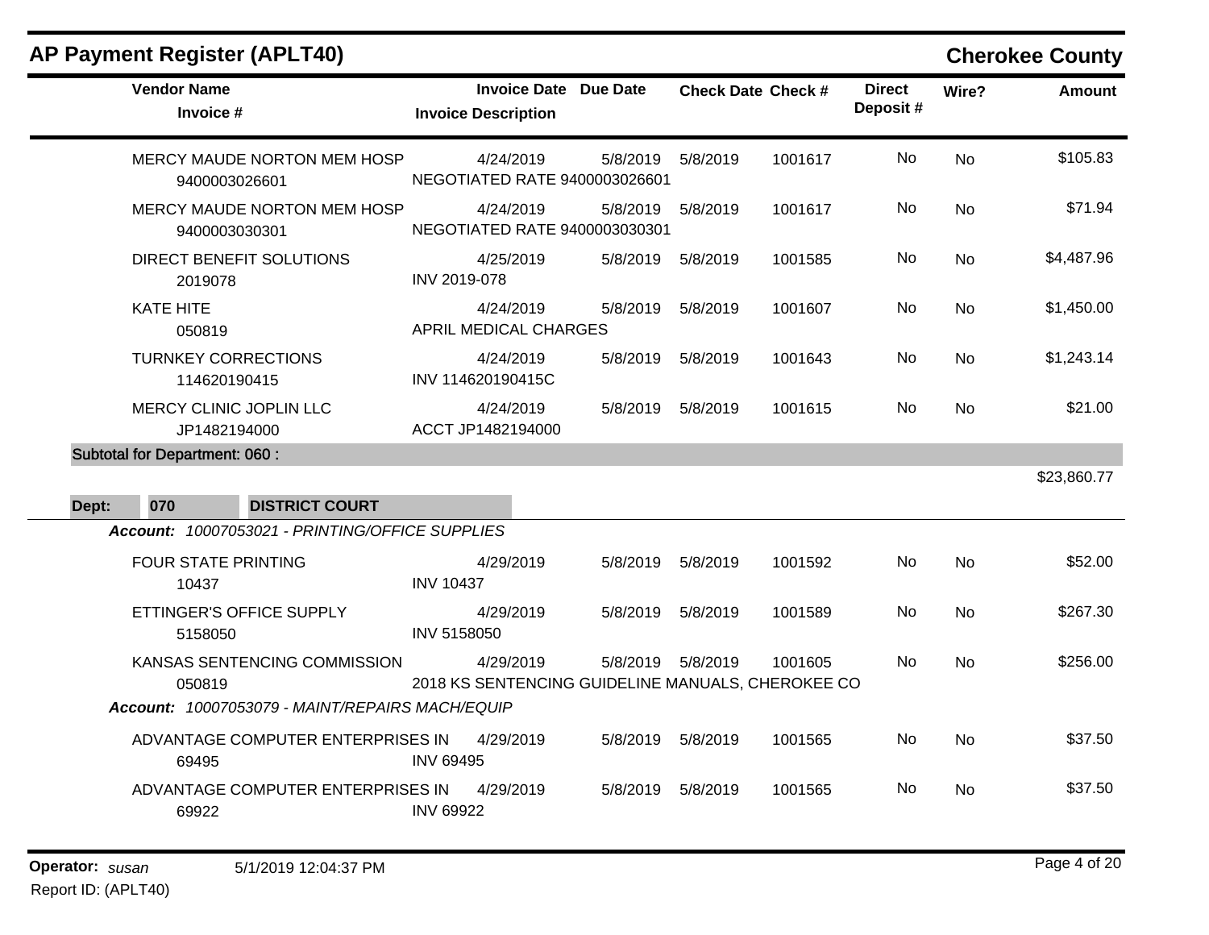## AP Payment Register (APLT40)

## Cherokee County

| Vendor Name / Invoice # | Invoice Date / Invoice Description | Due Date | Check Date | Check # | Direct Deposit # | Wire? | Amount |
|---|---|---|---|---|---|---|---|
| MERCY MAUDE NORTON MEM HOSP 9400003026601 | 4/24/2019 NEGOTIATED RATE 9400003026601 | 5/8/2019 | 5/8/2019 | 1001617 | No | No | $105.83 |
| MERCY MAUDE NORTON MEM HOSP 9400003030301 | 4/24/2019 NEGOTIATED RATE 9400003030301 | 5/8/2019 | 5/8/2019 | 1001617 | No | No | $71.94 |
| DIRECT BENEFIT SOLUTIONS 2019078 | 4/25/2019 INV 2019-078 | 5/8/2019 | 5/8/2019 | 1001585 | No | No | $4,487.96 |
| KATE HITE 050819 | 4/24/2019 APRIL MEDICAL CHARGES | 5/8/2019 | 5/8/2019 | 1001607 | No | No | $1,450.00 |
| TURNKEY CORRECTIONS 114620190415 | 4/24/2019 INV 114620190415C | 5/8/2019 | 5/8/2019 | 1001643 | No | No | $1,243.14 |
| MERCY CLINIC JOPLIN LLC JP1482194000 | 4/24/2019 ACCT JP1482194000 | 5/8/2019 | 5/8/2019 | 1001615 | No | No | $21.00 |
| **Subtotal for Department: 060 :** | | | | | | | $23,860.77 |

**Dept: 070 DISTRICT COURT**

***Account:*** *10007053021 - PRINTING/OFFICE SUPPLIES*

| Vendor Name / Invoice # | Invoice Date / Invoice Description | Due Date | Check Date | Check # | Direct Deposit # | Wire? | Amount |
|---|---|---|---|---|---|---|---|
| FOUR STATE PRINTING 10437 | 4/29/2019 INV 10437 | 5/8/2019 | 5/8/2019 | 1001592 | No | No | $52.00 |
| ETTINGER'S OFFICE SUPPLY 5158050 | 4/29/2019 INV 5158050 | 5/8/2019 | 5/8/2019 | 1001589 | No | No | $267.30 |
| KANSAS SENTENCING COMMISSION 050819 | 4/29/2019 2018 KS SENTENCING GUIDELINE MANUALS, CHEROKEE CO | 5/8/2019 | 5/8/2019 | 1001605 | No | No | $256.00 |

***Account:*** *10007053079 - MAINT/REPAIRS MACH/EQUIP*

| Vendor Name / Invoice # | Invoice Date / Invoice Description | Due Date | Check Date | Check # | Direct Deposit # | Wire? | Amount |
|---|---|---|---|---|---|---|---|
| ADVANTAGE COMPUTER ENTERPRISES IN 69495 | 4/29/2019 INV 69495 | 5/8/2019 | 5/8/2019 | 1001565 | No | No | $37.50 |
| ADVANTAGE COMPUTER ENTERPRISES IN 69922 | 4/29/2019 INV 69922 | 5/8/2019 | 5/8/2019 | 1001565 | No | No | $37.50 |

**Operator:** *susan* 5/1/2019 12:04:37 PM

Report ID: (APLT40)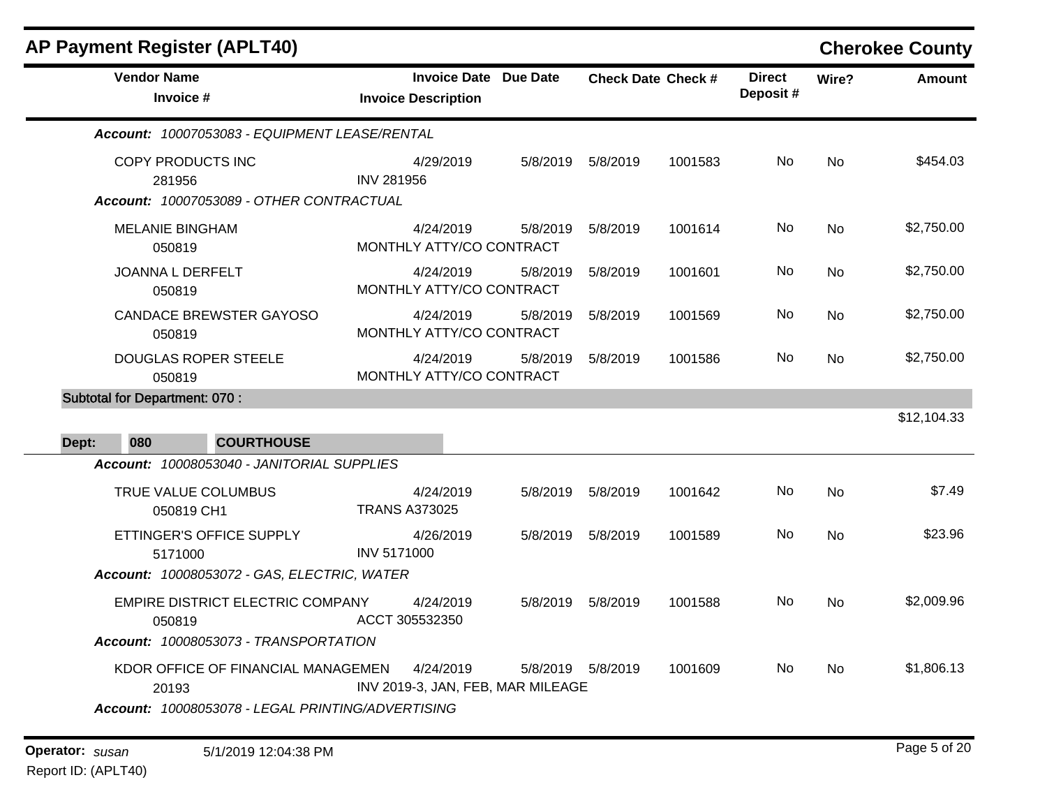## AP Payment Register (APLT40)

**Cherokee County**

| Vendor Name / Invoice # | Invoice Date / Invoice Description | Due Date | Check Date | Check # | Direct Deposit # | Wire? | Amount |
|---|---|---|---|---|---|---|---|
| ***Account: 10007053083 - EQUIPMENT LEASE/RENTAL*** | | | | | | | |
| COPY PRODUCTS INC<br>281956 | 4/29/2019<br>INV 281956 | 5/8/2019 | 5/8/2019 | 1001583 | No | No | $454.03 |
| ***Account: 10007053089 - OTHER CONTRACTUAL*** | | | | | | | |
| MELANIE BINGHAM<br>050819 | 4/24/2019<br>MONTHLY ATTY/CO CONTRACT | 5/8/2019 | 5/8/2019 | 1001614 | No | No | $2,750.00 |
| JOANNA L DERFELT<br>050819 | 4/24/2019<br>MONTHLY ATTY/CO CONTRACT | 5/8/2019 | 5/8/2019 | 1001601 | No | No | $2,750.00 |
| CANDACE BREWSTER GAYOSO<br>050819 | 4/24/2019<br>MONTHLY ATTY/CO CONTRACT | 5/8/2019 | 5/8/2019 | 1001569 | No | No | $2,750.00 |
| DOUGLAS ROPER STEELE<br>050819 | 4/24/2019<br>MONTHLY ATTY/CO CONTRACT | 5/8/2019 | 5/8/2019 | 1001586 | No | No | $2,750.00 |
| **Subtotal for Department: 070 :** | | | | | | | $12,104.33 |
| **Dept: 080 COURTHOUSE** | | | | | | | |
| ***Account: 10008053040 - JANITORIAL SUPPLIES*** | | | | | | | |
| TRUE VALUE COLUMBUS<br>050819 CH1 | 4/24/2019<br>TRANS A373025 | 5/8/2019 | 5/8/2019 | 1001642 | No | No | $7.49 |
| ETTINGER'S OFFICE SUPPLY<br>5171000 | 4/26/2019<br>INV 5171000 | 5/8/2019 | 5/8/2019 | 1001589 | No | No | $23.96 |
| ***Account: 10008053072 - GAS, ELECTRIC, WATER*** | | | | | | | |
| EMPIRE DISTRICT ELECTRIC COMPANY<br>050819 | 4/24/2019<br>ACCT 305532350 | 5/8/2019 | 5/8/2019 | 1001588 | No | No | $2,009.96 |
| ***Account: 10008053073 - TRANSPORTATION*** | | | | | | | |
| KDOR OFFICE OF FINANCIAL MANAGEMEN<br>20193 | 4/24/2019<br>INV 2019-3, JAN, FEB, MAR MILEAGE | 5/8/2019 | 5/8/2019 | 1001609 | No | No | $1,806.13 |
| ***Account: 10008053078 - LEGAL PRINTING/ADVERTISING*** | | | | | | | |

**Operator:** *susan* 5/1/2019 12:04:38 PM

Report ID: (APLT40)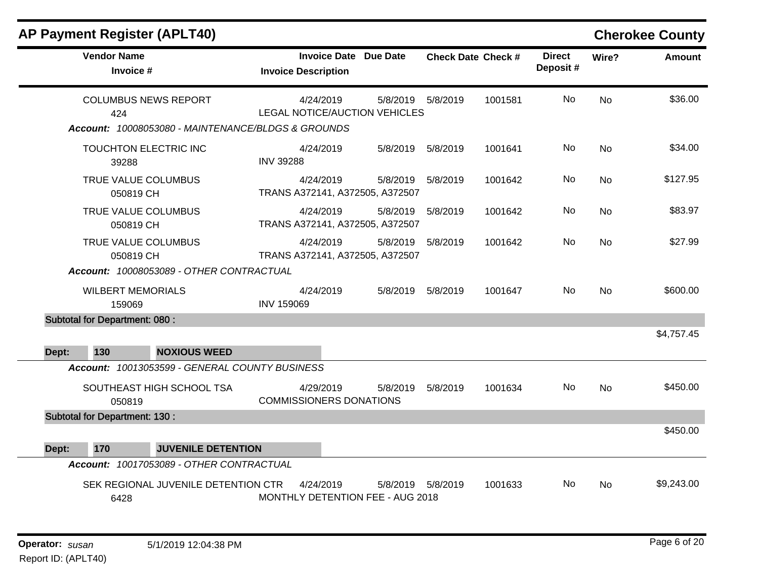## AP Payment Register (APLT40)

**Cherokee County**

| Vendor Name / Invoice # | Invoice Date / Invoice Description | Due Date | Check Date | Check # | Direct Deposit # | Wire? | Amount |
|---|---|---|---|---|---|---|---|
| COLUMBUS NEWS REPORT<br>424 | 4/24/2019<br>LEGAL NOTICE/AUCTION VEHICLES | 5/8/2019 | 5/8/2019 | 1001581 | No | No | $36.00 |
| ***Account:* 10008053080 - MAINTENANCE/BLDGS & GROUNDS** | | | | | | | |
| TOUCHTON ELECTRIC INC<br>39288 | 4/24/2019<br>INV 39288 | 5/8/2019 | 5/8/2019 | 1001641 | No | No | $34.00 |
| TRUE VALUE COLUMBUS<br>050819 CH | 4/24/2019<br>TRANS A372141, A372505, A372507 | 5/8/2019 | 5/8/2019 | 1001642 | No | No | $127.95 |
| TRUE VALUE COLUMBUS<br>050819 CH | 4/24/2019<br>TRANS A372141, A372505, A372507 | 5/8/2019 | 5/8/2019 | 1001642 | No | No | $83.97 |
| TRUE VALUE COLUMBUS<br>050819 CH | 4/24/2019<br>TRANS A372141, A372505, A372507 | 5/8/2019 | 5/8/2019 | 1001642 | No | No | $27.99 |
| ***Account:* 10008053089 - OTHER CONTRACTUAL** | | | | | | | |
| WILBERT MEMORIALS<br>159069 | 4/24/2019<br>INV 159069 | 5/8/2019 | 5/8/2019 | 1001647 | No | No | $600.00 |
| **Subtotal for Department: 080 :** | | | | | | | $4,757.45 |
| **Dept: 130 NOXIOUS WEED** | | | | | | | |
| ***Account:* 10013053599 - GENERAL COUNTY BUSINESS** | | | | | | | |
| SOUTHEAST HIGH SCHOOL TSA<br>050819 | 4/29/2019<br>COMMISSIONERS DONATIONS | 5/8/2019 | 5/8/2019 | 1001634 | No | No | $450.00 |
| **Subtotal for Department: 130 :** | | | | | | | $450.00 |
| **Dept: 170 JUVENILE DETENTION** | | | | | | | |
| ***Account:* 10017053089 - OTHER CONTRACTUAL** | | | | | | | |
| SEK REGIONAL JUVENILE DETENTION CTR<br>6428 | 4/24/2019<br>MONTHLY DETENTION FEE - AUG 2018 | 5/8/2019 | 5/8/2019 | 1001633 | No | No | $9,243.00 |

**Operator:** *susan* 5/1/2019 12:04:38 PM

Report ID: (APLT40)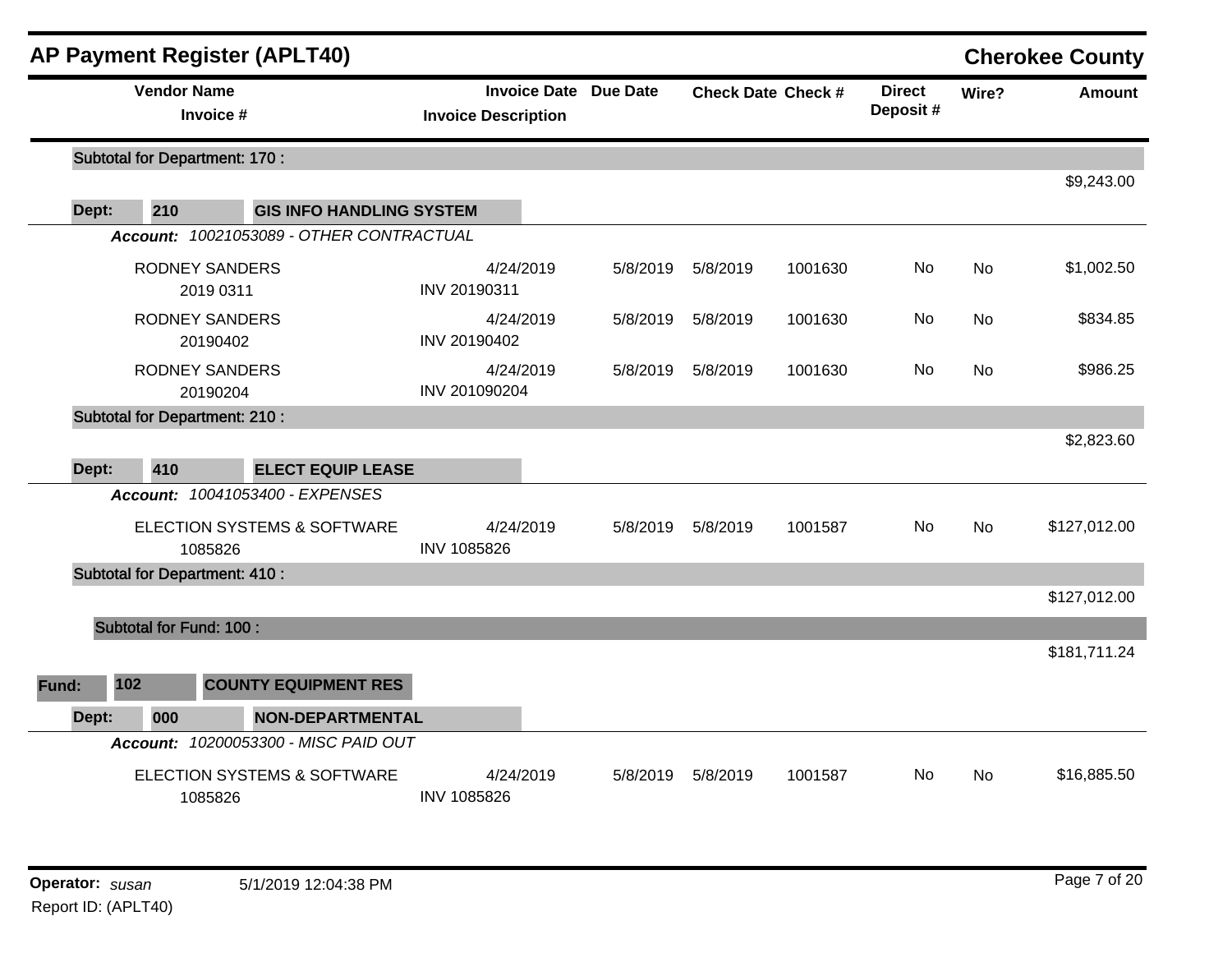## AP Payment Register (APLT40)

**Cherokee County**

| Vendor Name / Invoice # | Invoice Date / Invoice Description | Due Date | Check Date | Check # | Direct Deposit # | Wire? | Amount |
|---|---|---|---|---|---|---|---|
| **Subtotal for Department: 170 :** | | | | | | | $9,243.00 |
| **Dept: 210 GIS INFO HANDLING SYSTEM** | | | | | | | |
| ***Account: 10021053089 - OTHER CONTRACTUAL*** | | | | | | | |
| RODNEY SANDERS<br>2019 0311 | 4/24/2019<br>INV 20190311 | 5/8/2019 | 5/8/2019 | 1001630 | No | No | $1,002.50 |
| RODNEY SANDERS<br>20190402 | 4/24/2019<br>INV 20190402 | 5/8/2019 | 5/8/2019 | 1001630 | No | No | $834.85 |
| RODNEY SANDERS<br>20190204 | 4/24/2019<br>INV 201090204 | 5/8/2019 | 5/8/2019 | 1001630 | No | No | $986.25 |
| **Subtotal for Department: 210 :** | | | | | | | $2,823.60 |
| **Dept: 410 ELECT EQUIP LEASE** | | | | | | | |
| ***Account: 10041053400 - EXPENSES*** | | | | | | | |
| ELECTION SYSTEMS & SOFTWARE<br>1085826 | 4/24/2019<br>INV 1085826 | 5/8/2019 | 5/8/2019 | 1001587 | No | No | $127,012.00 |
| **Subtotal for Department: 410 :** | | | | | | | $127,012.00 |
| **Subtotal for Fund: 100 :** | | | | | | | $181,711.24 |
| **Fund: 102 COUNTY EQUIPMENT RES** | | | | | | | |
| **Dept: 000 NON-DEPARTMENTAL** | | | | | | | |
| ***Account: 10200053300 - MISC PAID OUT*** | | | | | | | |
| ELECTION SYSTEMS & SOFTWARE<br>1085826 | 4/24/2019<br>INV 1085826 | 5/8/2019 | 5/8/2019 | 1001587 | No | No | $16,885.50 |

**Operator:** *susan* 5/1/2019 12:04:38 PM

Report ID: (APLT40)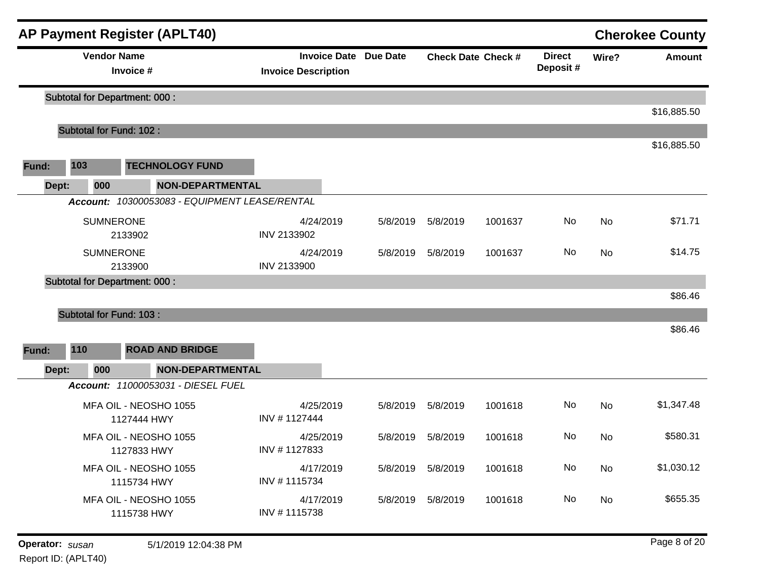## AP Payment Register (APLT40) — Cherokee County

| Vendor Name / Invoice # | Invoice Date / Invoice Description | Due Date | Check Date | Check # | Direct Deposit # | Wire? | Amount |
|---|---|---|---|---|---|---|---|
| **Subtotal for Department: 000 :** | | | | | | | $16,885.50 |
| **Subtotal for Fund: 102 :** | | | | | | | $16,885.50 |

**Fund:** 103 **TECHNOLOGY FUND**

**Dept:** 000 **NON-DEPARTMENTAL**

***Account:*** *10300053083 - EQUIPMENT LEASE/RENTAL*

| Vendor Name / Invoice # | Invoice Date / Invoice Description | Due Date | Check Date | Check # | Direct Deposit # | Wire? | Amount |
|---|---|---|---|---|---|---|---|
| SUMNERONE<br>2133902 | 4/24/2019<br>INV 2133902 | 5/8/2019 | 5/8/2019 | 1001637 | No | No | $71.71 |
| SUMNERONE<br>2133900 | 4/24/2019<br>INV 2133900 | 5/8/2019 | 5/8/2019 | 1001637 | No | No | $14.75 |
| **Subtotal for Department: 000 :** | | | | | | | $86.46 |
| **Subtotal for Fund: 103 :** | | | | | | | $86.46 |

**Fund:** 110 **ROAD AND BRIDGE**

**Dept:** 000 **NON-DEPARTMENTAL**

***Account:*** *11000053031 - DIESEL FUEL*

| Vendor Name / Invoice # | Invoice Date / Invoice Description | Due Date | Check Date | Check # | Direct Deposit # | Wire? | Amount |
|---|---|---|---|---|---|---|---|
| MFA OIL - NEOSHO 1055<br>1127444 HWY | 4/25/2019<br>INV # 1127444 | 5/8/2019 | 5/8/2019 | 1001618 | No | No | $1,347.48 |
| MFA OIL - NEOSHO 1055<br>1127833 HWY | 4/25/2019<br>INV # 1127833 | 5/8/2019 | 5/8/2019 | 1001618 | No | No | $580.31 |
| MFA OIL - NEOSHO 1055<br>1115734 HWY | 4/17/2019<br>INV # 1115734 | 5/8/2019 | 5/8/2019 | 1001618 | No | No | $1,030.12 |
| MFA OIL - NEOSHO 1055<br>1115738 HWY | 4/17/2019<br>INV # 1115738 | 5/8/2019 | 5/8/2019 | 1001618 | No | No | $655.35 |

**Operator:** *susan* 5/1/2019 12:04:38 PM

Report ID: (APLT40)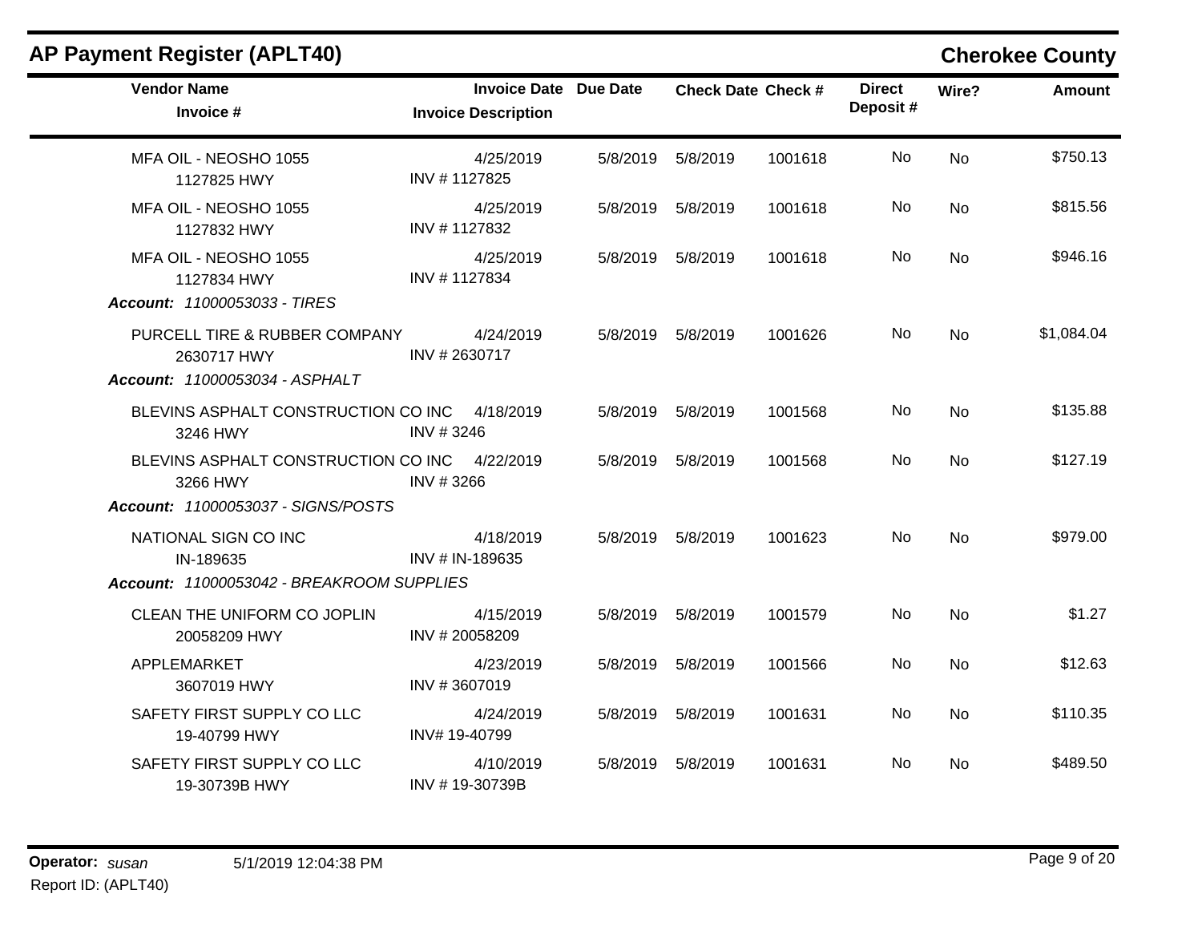## AP Payment Register (APLT40)

## Cherokee County

| Vendor Name / Invoice # | Invoice Date / Invoice Description | Due Date | Check Date | Check # | Direct Deposit # | Wire? | Amount |
|---|---|---|---|---|---|---|---|
| MFA OIL - NEOSHO 1055<br>1127825 HWY | 4/25/2019<br>INV # 1127825 | 5/8/2019 | 5/8/2019 | 1001618 | No | No | $750.13 |
| MFA OIL - NEOSHO 1055<br>1127832 HWY | 4/25/2019<br>INV # 1127832 | 5/8/2019 | 5/8/2019 | 1001618 | No | No | $815.56 |
| MFA OIL - NEOSHO 1055<br>1127834 HWY | 4/25/2019<br>INV # 1127834 | 5/8/2019 | 5/8/2019 | 1001618 | No | No | $946.16 |
| ***Account:*** *11000053033 - TIRES* | | | | | | | |
| PURCELL TIRE & RUBBER COMPANY<br>2630717 HWY | 4/24/2019<br>INV # 2630717 | 5/8/2019 | 5/8/2019 | 1001626 | No | No | $1,084.04 |
| ***Account:*** *11000053034 - ASPHALT* | | | | | | | |
| BLEVINS ASPHALT CONSTRUCTION CO INC<br>3246 HWY | 4/18/2019<br>INV # 3246 | 5/8/2019 | 5/8/2019 | 1001568 | No | No | $135.88 |
| BLEVINS ASPHALT CONSTRUCTION CO INC<br>3266 HWY | 4/22/2019<br>INV # 3266 | 5/8/2019 | 5/8/2019 | 1001568 | No | No | $127.19 |
| ***Account:*** *11000053037 - SIGNS/POSTS* | | | | | | | |
| NATIONAL SIGN CO INC<br>IN-189635 | 4/18/2019<br>INV # IN-189635 | 5/8/2019 | 5/8/2019 | 1001623 | No | No | $979.00 |
| ***Account:*** *11000053042 - BREAKROOM SUPPLIES* | | | | | | | |
| CLEAN THE UNIFORM CO JOPLIN<br>20058209 HWY | 4/15/2019<br>INV # 20058209 | 5/8/2019 | 5/8/2019 | 1001579 | No | No | $1.27 |
| APPLEMARKET<br>3607019 HWY | 4/23/2019<br>INV # 3607019 | 5/8/2019 | 5/8/2019 | 1001566 | No | No | $12.63 |
| SAFETY FIRST SUPPLY CO LLC<br>19-40799 HWY | 4/24/2019<br>INV# 19-40799 | 5/8/2019 | 5/8/2019 | 1001631 | No | No | $110.35 |
| SAFETY FIRST SUPPLY CO LLC<br>19-30739B HWY | 4/10/2019<br>INV # 19-30739B | 5/8/2019 | 5/8/2019 | 1001631 | No | No | $489.50 |

**Operator:** *susan* 5/1/2019 12:04:38 PM

Report ID: (APLT40)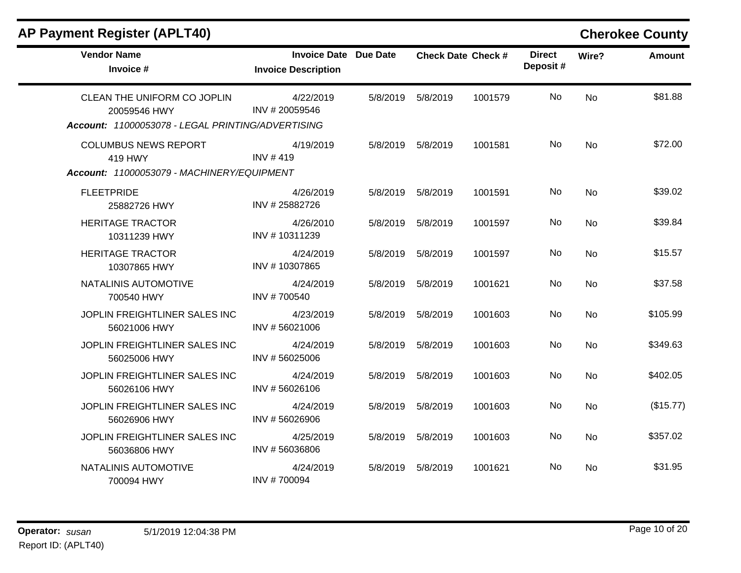## AP Payment Register (APLT40) — Cherokee County

| Vendor Name / Invoice # | Invoice Date / Invoice Description | Due Date | Check Date | Check # | Direct Deposit # | Wire? | Amount |
|---|---|---|---|---|---|---|---|
| CLEAN THE UNIFORM CO JOPLIN<br>20059546 HWY | 4/22/2019<br>INV # 20059546 | 5/8/2019 | 5/8/2019 | 1001579 | No | No | $81.88 |
| ***Account: 11000053078 - LEGAL PRINTING/ADVERTISING*** | | | | | | | |
| COLUMBUS NEWS REPORT<br>419 HWY | 4/19/2019<br>INV # 419 | 5/8/2019 | 5/8/2019 | 1001581 | No | No | $72.00 |
| ***Account: 11000053079 - MACHINERY/EQUIPMENT*** | | | | | | | |
| FLEETPRIDE<br>25882726 HWY | 4/26/2019<br>INV # 25882726 | 5/8/2019 | 5/8/2019 | 1001591 | No | No | $39.02 |
| HERITAGE TRACTOR<br>10311239 HWY | 4/26/2010<br>INV # 10311239 | 5/8/2019 | 5/8/2019 | 1001597 | No | No | $39.84 |
| HERITAGE TRACTOR<br>10307865 HWY | 4/24/2019<br>INV # 10307865 | 5/8/2019 | 5/8/2019 | 1001597 | No | No | $15.57 |
| NATALINIS AUTOMOTIVE<br>700540 HWY | 4/24/2019<br>INV # 700540 | 5/8/2019 | 5/8/2019 | 1001621 | No | No | $37.58 |
| JOPLIN FREIGHTLINER SALES INC<br>56021006 HWY | 4/23/2019<br>INV # 56021006 | 5/8/2019 | 5/8/2019 | 1001603 | No | No | $105.99 |
| JOPLIN FREIGHTLINER SALES INC<br>56025006 HWY | 4/24/2019<br>INV # 56025006 | 5/8/2019 | 5/8/2019 | 1001603 | No | No | $349.63 |
| JOPLIN FREIGHTLINER SALES INC<br>56026106 HWY | 4/24/2019<br>INV # 56026106 | 5/8/2019 | 5/8/2019 | 1001603 | No | No | $402.05 |
| JOPLIN FREIGHTLINER SALES INC<br>56026906 HWY | 4/24/2019<br>INV # 56026906 | 5/8/2019 | 5/8/2019 | 1001603 | No | No | ($15.77) |
| JOPLIN FREIGHTLINER SALES INC<br>56036806 HWY | 4/25/2019<br>INV # 56036806 | 5/8/2019 | 5/8/2019 | 1001603 | No | No | $357.02 |
| NATALINIS AUTOMOTIVE<br>700094 HWY | 4/24/2019<br>INV # 700094 | 5/8/2019 | 5/8/2019 | 1001621 | No | No | $31.95 |

**Operator:** *susan* 5/1/2019 12:04:38 PM
Report ID: (APLT40)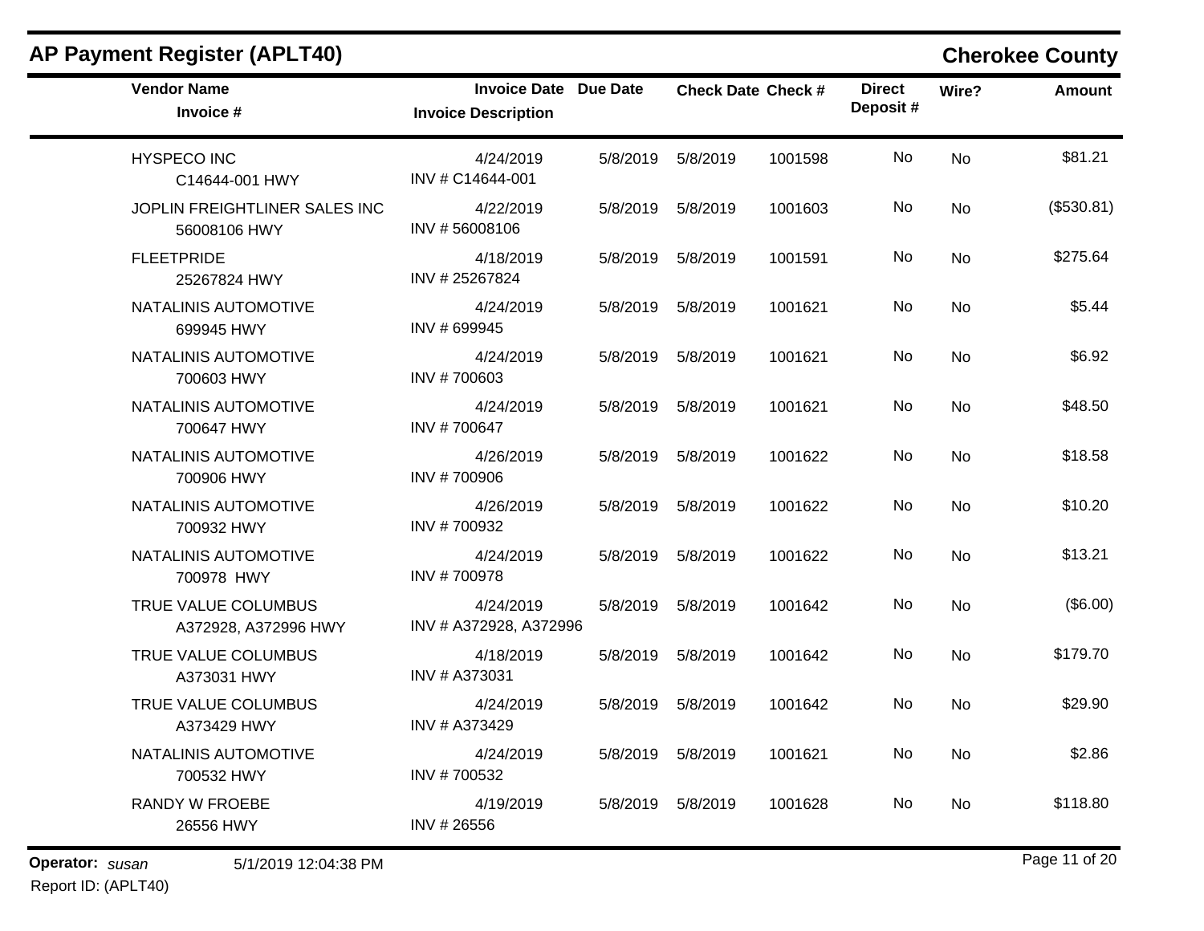## AP Payment Register (APLT40)

**Cherokee County**

| Vendor Name / Invoice # | Invoice Date / Invoice Description | Due Date | Check Date | Check # | Direct Deposit # | Wire? | Amount |
|---|---|---|---|---|---|---|---|
| HYSPECO INC<br>C14644-001 HWY | 4/24/2019<br>INV # C14644-001 | 5/8/2019 | 5/8/2019 | 1001598 | No | No | $81.21 |
| JOPLIN FREIGHTLINER SALES INC<br>56008106 HWY | 4/22/2019<br>INV # 56008106 | 5/8/2019 | 5/8/2019 | 1001603 | No | No | ($530.81) |
| FLEETPRIDE<br>25267824 HWY | 4/18/2019<br>INV # 25267824 | 5/8/2019 | 5/8/2019 | 1001591 | No | No | $275.64 |
| NATALINIS AUTOMOTIVE<br>699945 HWY | 4/24/2019<br>INV # 699945 | 5/8/2019 | 5/8/2019 | 1001621 | No | No | $5.44 |
| NATALINIS AUTOMOTIVE<br>700603 HWY | 4/24/2019<br>INV # 700603 | 5/8/2019 | 5/8/2019 | 1001621 | No | No | $6.92 |
| NATALINIS AUTOMOTIVE<br>700647 HWY | 4/24/2019<br>INV # 700647 | 5/8/2019 | 5/8/2019 | 1001621 | No | No | $48.50 |
| NATALINIS AUTOMOTIVE<br>700906 HWY | 4/26/2019<br>INV # 700906 | 5/8/2019 | 5/8/2019 | 1001622 | No | No | $18.58 |
| NATALINIS AUTOMOTIVE<br>700932 HWY | 4/26/2019<br>INV # 700932 | 5/8/2019 | 5/8/2019 | 1001622 | No | No | $10.20 |
| NATALINIS AUTOMOTIVE<br>700978 HWY | 4/24/2019<br>INV # 700978 | 5/8/2019 | 5/8/2019 | 1001622 | No | No | $13.21 |
| TRUE VALUE COLUMBUS<br>A372928, A372996 HWY | 4/24/2019<br>INV # A372928, A372996 | 5/8/2019 | 5/8/2019 | 1001642 | No | No | ($6.00) |
| TRUE VALUE COLUMBUS<br>A373031 HWY | 4/18/2019<br>INV # A373031 | 5/8/2019 | 5/8/2019 | 1001642 | No | No | $179.70 |
| TRUE VALUE COLUMBUS<br>A373429 HWY | 4/24/2019<br>INV # A373429 | 5/8/2019 | 5/8/2019 | 1001642 | No | No | $29.90 |
| NATALINIS AUTOMOTIVE<br>700532 HWY | 4/24/2019<br>INV # 700532 | 5/8/2019 | 5/8/2019 | 1001621 | No | No | $2.86 |
| RANDY W FROEBE<br>26556 HWY | 4/19/2019<br>INV # 26556 | 5/8/2019 | 5/8/2019 | 1001628 | No | No | $118.80 |

**Operator:** *susan* 5/1/2019 12:04:38 PM

Report ID: (APLT40)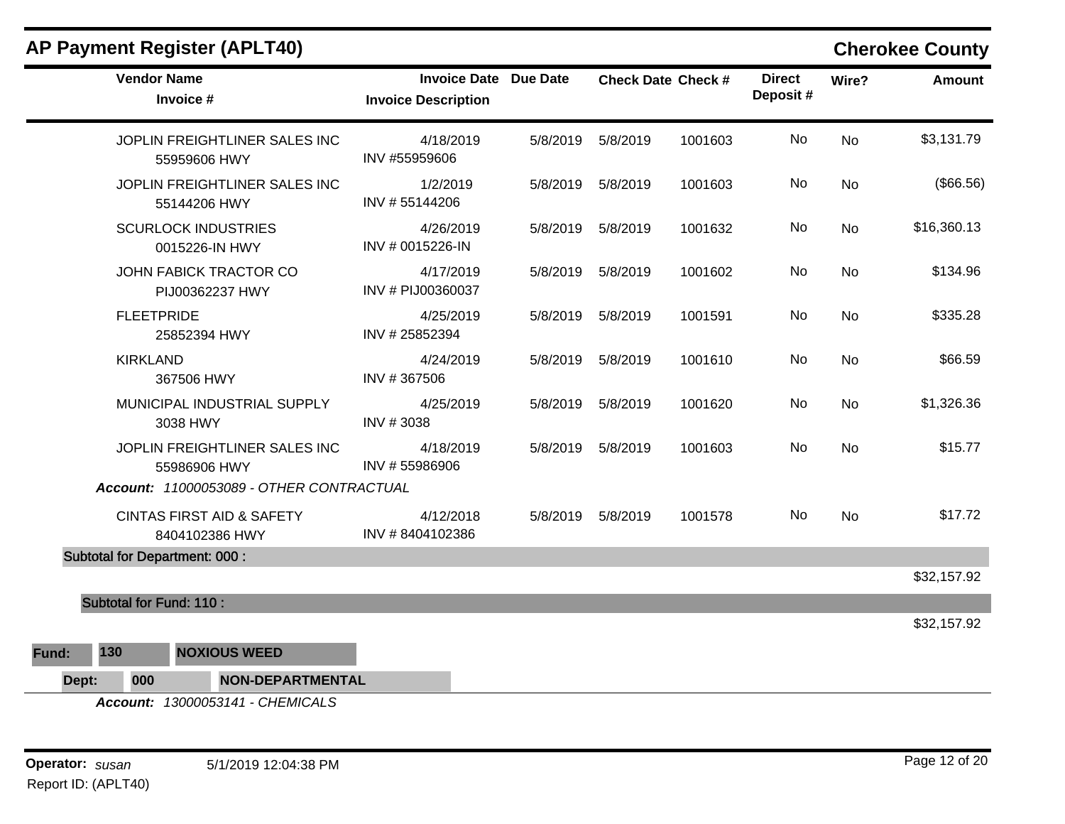## AP Payment Register (APLT40)

**Cherokee County**

| Vendor Name / Invoice # | Invoice Date / Invoice Description | Due Date | Check Date | Check # | Direct Deposit # | Wire? | Amount |
|---|---|---|---|---|---|---|---|
| JOPLIN FREIGHTLINER SALES INC<br>55959606 HWY | 4/18/2019<br>INV #55959606 | 5/8/2019 | 5/8/2019 | 1001603 | No | No | $3,131.79 |
| JOPLIN FREIGHTLINER SALES INC<br>55144206 HWY | 1/2/2019<br>INV # 55144206 | 5/8/2019 | 5/8/2019 | 1001603 | No | No | ($66.56) |
| SCURLOCK INDUSTRIES<br>0015226-IN HWY | 4/26/2019<br>INV # 0015226-IN | 5/8/2019 | 5/8/2019 | 1001632 | No | No | $16,360.13 |
| JOHN FABICK TRACTOR CO<br>PIJ00362237 HWY | 4/17/2019<br>INV # PIJ00360037 | 5/8/2019 | 5/8/2019 | 1001602 | No | No | $134.96 |
| FLEETPRIDE<br>25852394 HWY | 4/25/2019<br>INV # 25852394 | 5/8/2019 | 5/8/2019 | 1001591 | No | No | $335.28 |
| KIRKLAND<br>367506 HWY | 4/24/2019<br>INV # 367506 | 5/8/2019 | 5/8/2019 | 1001610 | No | No | $66.59 |
| MUNICIPAL INDUSTRIAL SUPPLY<br>3038 HWY | 4/25/2019<br>INV # 3038 | 5/8/2019 | 5/8/2019 | 1001620 | No | No | $1,326.36 |
| JOPLIN FREIGHTLINER SALES INC<br>55986906 HWY | 4/18/2019<br>INV # 55986906 | 5/8/2019 | 5/8/2019 | 1001603 | No | No | $15.77 |

***Account:*** *11000053089 - OTHER CONTRACTUAL*

| Vendor Name / Invoice # | Invoice Date / Invoice Description | Due Date | Check Date | Check # | Direct Deposit # | Wire? | Amount |
|---|---|---|---|---|---|---|---|
| CINTAS FIRST AID & SAFETY<br>8404102386 HWY | 4/12/2018<br>INV # 8404102386 | 5/8/2019 | 5/8/2019 | 1001578 | No | No | $17.72 |

**Subtotal for Department: 000 :** $32,157.92

**Subtotal for Fund: 110 :** $32,157.92

**Fund: 130 NOXIOUS WEED**

**Dept: 000 NON-DEPARTMENTAL**

***Account:*** *13000053141 - CHEMICALS*

**Operator:** *susan* 5/1/2019 12:04:38 PM

Report ID: (APLT40)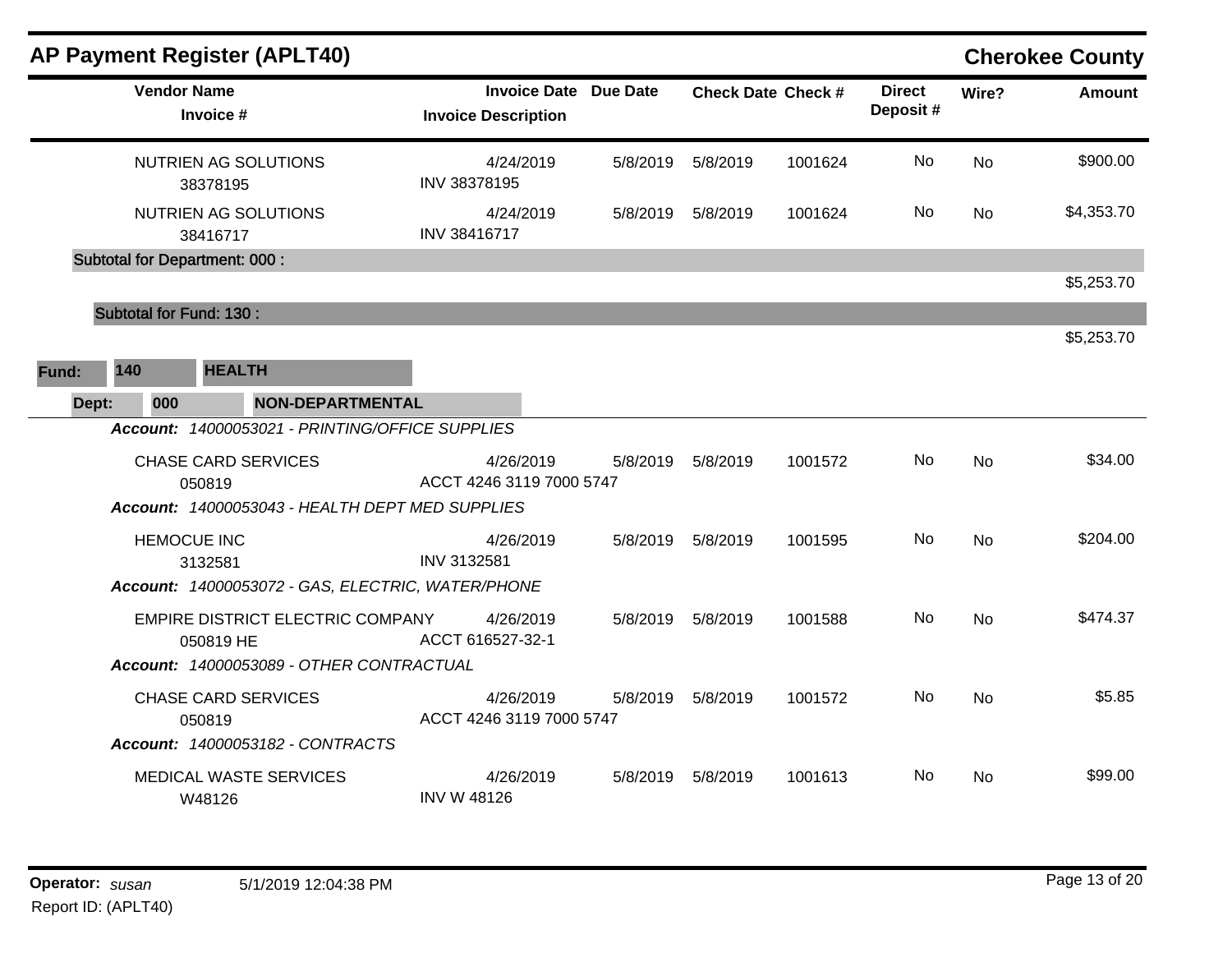## AP Payment Register (APLT40)

**Cherokee County**

| Vendor Name / Invoice # | Invoice Date / Invoice Description | Due Date | Check Date | Check # | Direct Deposit # | Wire? | Amount |
|---|---|---|---|---|---|---|---|
| NUTRIEN AG SOLUTIONS<br>38378195 | 4/24/2019<br>INV 38378195 | 5/8/2019 | 5/8/2019 | 1001624 | No | No | $900.00 |
| NUTRIEN AG SOLUTIONS<br>38416717 | 4/24/2019<br>INV 38416717 | 5/8/2019 | 5/8/2019 | 1001624 | No | No | $4,353.70 |
| **Subtotal for Department: 000 :** | | | | | | | $5,253.70 |
| **Subtotal for Fund: 130 :** | | | | | | | $5,253.70 |

**Fund:** 140 **HEALTH**

**Dept:** 000 **NON-DEPARTMENTAL**

| Vendor Name / Invoice # | Invoice Date / Invoice Description | Due Date | Check Date | Check # | Direct Deposit # | Wire? | Amount |
|---|---|---|---|---|---|---|---|
| ***Account:** 14000053021 - PRINTING/OFFICE SUPPLIES* | | | | | | | |
| CHASE CARD SERVICES<br>050819 | 4/26/2019<br>ACCT 4246 3119 7000 5747 | 5/8/2019 | 5/8/2019 | 1001572 | No | No | $34.00 |
| ***Account:** 14000053043 - HEALTH DEPT MED SUPPLIES* | | | | | | | |
| HEMOCUE INC<br>3132581 | 4/26/2019<br>INV 3132581 | 5/8/2019 | 5/8/2019 | 1001595 | No | No | $204.00 |
| ***Account:** 14000053072 - GAS, ELECTRIC, WATER/PHONE* | | | | | | | |
| EMPIRE DISTRICT ELECTRIC COMPANY<br>050819 HE | 4/26/2019<br>ACCT 616527-32-1 | 5/8/2019 | 5/8/2019 | 1001588 | No | No | $474.37 |
| ***Account:** 14000053089 - OTHER CONTRACTUAL* | | | | | | | |
| CHASE CARD SERVICES<br>050819 | 4/26/2019<br>ACCT 4246 3119 7000 5747 | 5/8/2019 | 5/8/2019 | 1001572 | No | No | $5.85 |
| ***Account:** 14000053182 - CONTRACTS* | | | | | | | |
| MEDICAL WASTE SERVICES<br>W48126 | 4/26/2019<br>INV W 48126 | 5/8/2019 | 5/8/2019 | 1001613 | No | No | $99.00 |

**Operator:** *susan* 5/1/2019 12:04:38 PM

Report ID: (APLT40)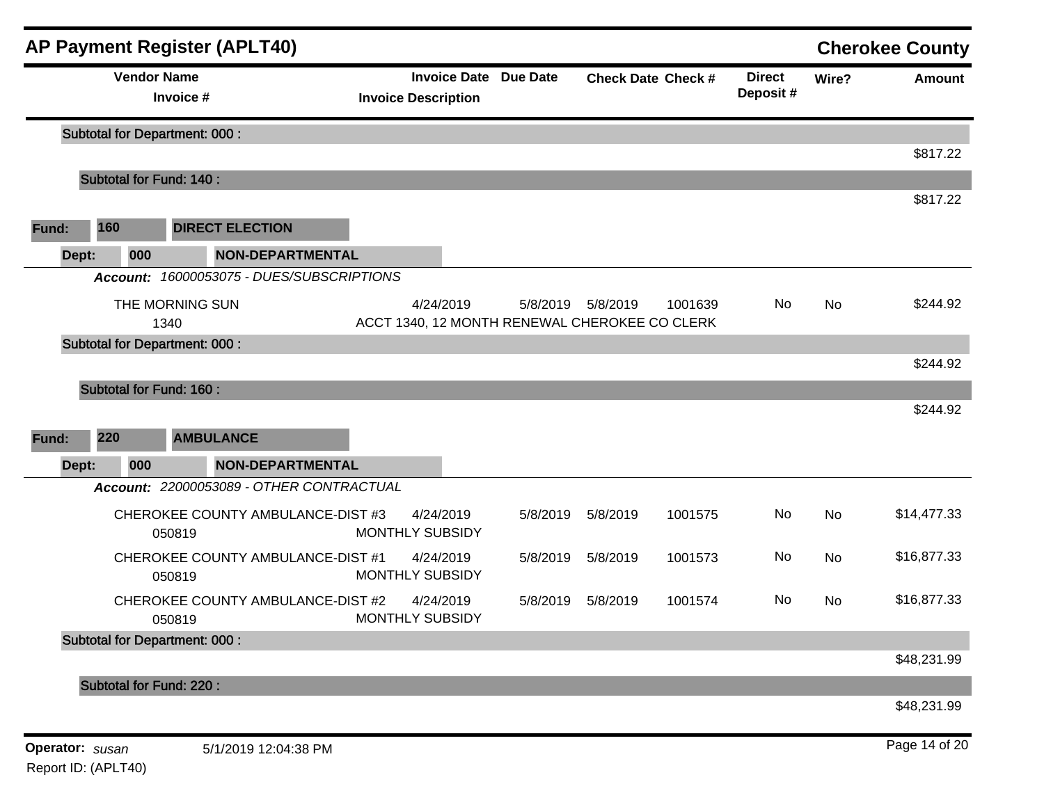## AP Payment Register (APLT40)

**Cherokee County**

| Vendor Name / Invoice # | Invoice Date / Invoice Description | Due Date | Check Date | Check # | Direct Deposit # | Wire? | Amount |
|---|---|---|---|---|---|---|---|
| **Subtotal for Department: 000 :** | | | | | | | $817.22 |
| **Subtotal for Fund: 140 :** | | | | | | | $817.22 |

**Fund: 160 DIRECT ELECTION**

**Dept: 000 NON-DEPARTMENTAL**

***Account:*** *16000053075 - DUES/SUBSCRIPTIONS*

| Vendor Name / Invoice # | Invoice Date / Invoice Description | Due Date | Check Date | Check # | Direct Deposit # | Wire? | Amount |
|---|---|---|---|---|---|---|---|
| THE MORNING SUN<br>1340 | 4/24/2019<br>ACCT 1340, 12 MONTH RENEWAL CHEROKEE CO CLERK | 5/8/2019 | 5/8/2019 | 1001639 | No | No | $244.92 |
| **Subtotal for Department: 000 :** | | | | | | | $244.92 |
| **Subtotal for Fund: 160 :** | | | | | | | $244.92 |

**Fund: 220 AMBULANCE**

**Dept: 000 NON-DEPARTMENTAL**

***Account:*** *22000053089 - OTHER CONTRACTUAL*

| Vendor Name / Invoice # | Invoice Date / Invoice Description | Due Date | Check Date | Check # | Direct Deposit # | Wire? | Amount |
|---|---|---|---|---|---|---|---|
| CHEROKEE COUNTY AMBULANCE-DIST #3<br>050819 | 4/24/2019<br>MONTHLY SUBSIDY | 5/8/2019 | 5/8/2019 | 1001575 | No | No | $14,477.33 |
| CHEROKEE COUNTY AMBULANCE-DIST #1<br>050819 | 4/24/2019<br>MONTHLY SUBSIDY | 5/8/2019 | 5/8/2019 | 1001573 | No | No | $16,877.33 |
| CHEROKEE COUNTY AMBULANCE-DIST #2<br>050819 | 4/24/2019<br>MONTHLY SUBSIDY | 5/8/2019 | 5/8/2019 | 1001574 | No | No | $16,877.33 |
| **Subtotal for Department: 000 :** | | | | | | | $48,231.99 |
| **Subtotal for Fund: 220 :** | | | | | | | $48,231.99 |

**Operator:** *susan* 5/1/2019 12:04:38 PM

Report ID: (APLT40)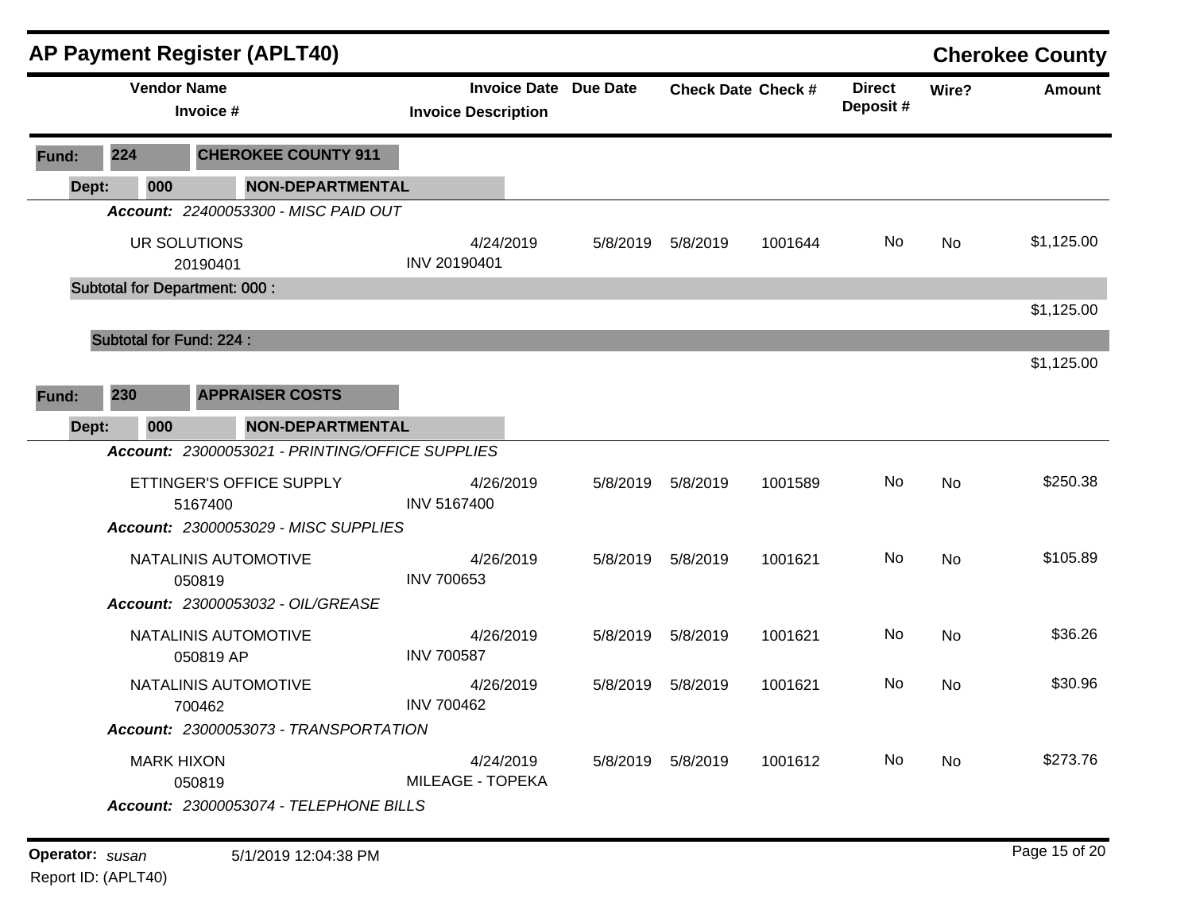# AP Payment Register (APLT40)

**Cherokee County**

| Vendor Name / Invoice # | Invoice Date / Invoice Description | Due Date | Check Date | Check # | Direct Deposit # | Wire? | Amount |
|---|---|---|---|---|---|---|---|
| **Fund: 224 CHEROKEE COUNTY 911** | | | | | | | |
| **Dept: 000 NON-DEPARTMENTAL** | | | | | | | |
| ***Account: 22400053300 - MISC PAID OUT*** | | | | | | | |
| UR SOLUTIONS<br>20190401 | 4/24/2019<br>INV 20190401 | 5/8/2019 | 5/8/2019 | 1001644 | No | No | $1,125.00 |
| **Subtotal for Department: 000 :** | | | | | | | $1,125.00 |
| **Subtotal for Fund: 224 :** | | | | | | | $1,125.00 |
| **Fund: 230 APPRAISER COSTS** | | | | | | | |
| **Dept: 000 NON-DEPARTMENTAL** | | | | | | | |
| ***Account: 23000053021 - PRINTING/OFFICE SUPPLIES*** | | | | | | | |
| ETTINGER'S OFFICE SUPPLY<br>5167400 | 4/26/2019<br>INV 5167400 | 5/8/2019 | 5/8/2019 | 1001589 | No | No | $250.38 |
| ***Account: 23000053029 - MISC SUPPLIES*** | | | | | | | |
| NATALINIS AUTOMOTIVE<br>050819 | 4/26/2019<br>INV 700653 | 5/8/2019 | 5/8/2019 | 1001621 | No | No | $105.89 |
| ***Account: 23000053032 - OIL/GREASE*** | | | | | | | |
| NATALINIS AUTOMOTIVE<br>050819 AP | 4/26/2019<br>INV 700587 | 5/8/2019 | 5/8/2019 | 1001621 | No | No | $36.26 |
| NATALINIS AUTOMOTIVE<br>700462 | 4/26/2019<br>INV 700462 | 5/8/2019 | 5/8/2019 | 1001621 | No | No | $30.96 |
| ***Account: 23000053073 - TRANSPORTATION*** | | | | | | | |
| MARK HIXON<br>050819 | 4/24/2019<br>MILEAGE - TOPEKA | 5/8/2019 | 5/8/2019 | 1001612 | No | No | $273.76 |
| ***Account: 23000053074 - TELEPHONE BILLS*** | | | | | | | |

**Operator:** *susan* 5/1/2019 12:04:38 PM

Report ID: (APLT40)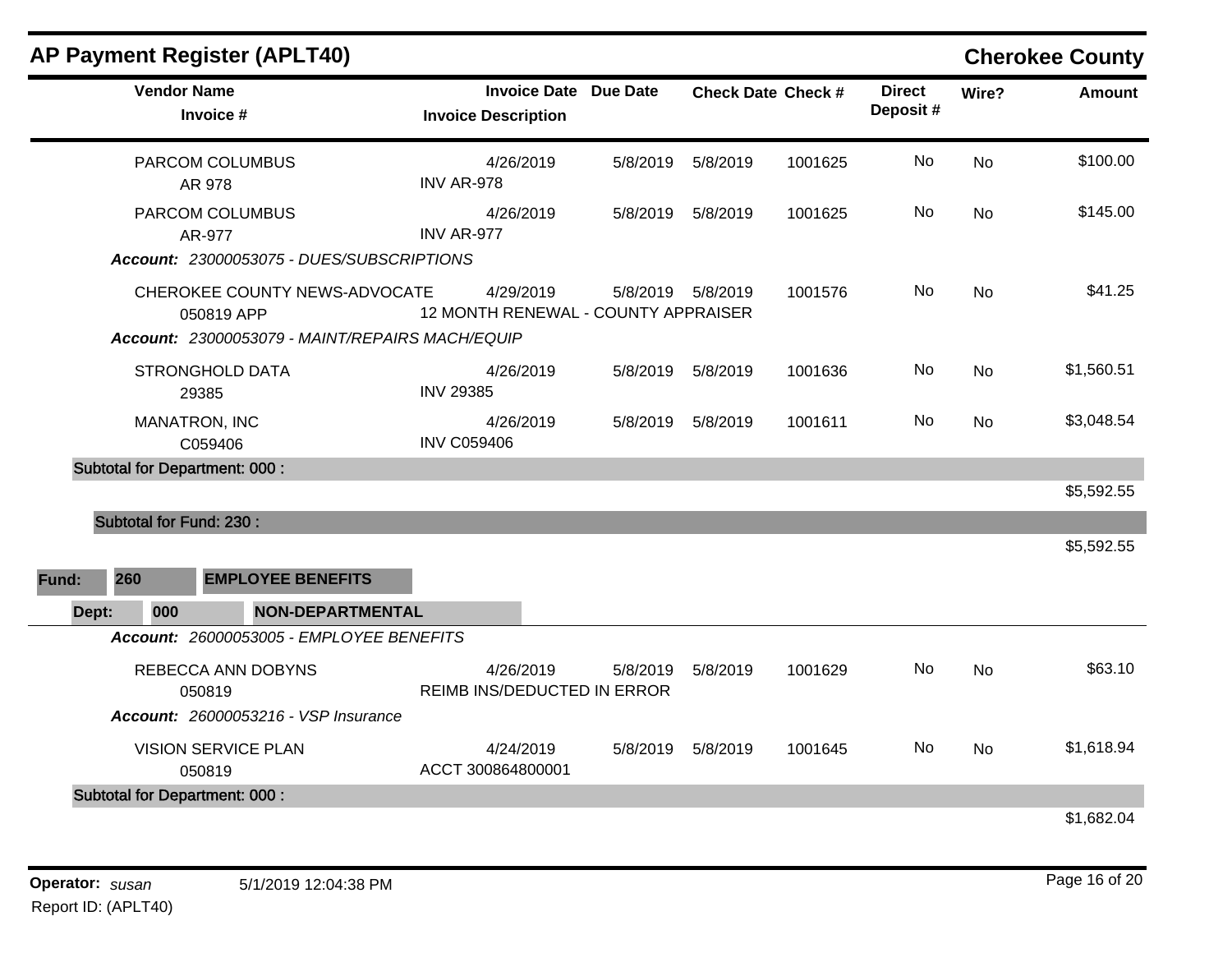## AP Payment Register (APLT40)

**Cherokee County**

| Vendor Name / Invoice # | Invoice Date / Invoice Description | Due Date | Check Date | Check # | Direct Deposit # | Wire? | Amount |
|---|---|---|---|---|---|---|---|
| PARCOM COLUMBUS<br>AR 978 | 4/26/2019<br>INV AR-978 | 5/8/2019 | 5/8/2019 | 1001625 | No | No | $100.00 |
| PARCOM COLUMBUS<br>AR-977 | 4/26/2019<br>INV AR-977 | 5/8/2019 | 5/8/2019 | 1001625 | No | No | $145.00 |
| ***Account:*** *23000053075 - DUES/SUBSCRIPTIONS* | | | | | | | |
| CHEROKEE COUNTY NEWS-ADVOCATE<br>050819 APP | 4/29/2019<br>12 MONTH RENEWAL - COUNTY APPRAISER | 5/8/2019 | 5/8/2019 | 1001576 | No | No | $41.25 |
| ***Account:*** *23000053079 - MAINT/REPAIRS MACH/EQUIP* | | | | | | | |
| STRONGHOLD DATA<br>29385 | 4/26/2019<br>INV 29385 | 5/8/2019 | 5/8/2019 | 1001636 | No | No | $1,560.51 |
| MANATRON, INC<br>C059406 | 4/26/2019<br>INV C059406 | 5/8/2019 | 5/8/2019 | 1001611 | No | No | $3,048.54 |
| **Subtotal for Department: 000 :** | | | | | | | $5,592.55 |
| **Subtotal for Fund: 230 :** | | | | | | | $5,592.55 |

**Fund: 260 EMPLOYEE BENEFITS**

**Dept: 000 NON-DEPARTMENTAL**

| Vendor Name / Invoice # | Invoice Date / Invoice Description | Due Date | Check Date | Check # | Direct Deposit # | Wire? | Amount |
|---|---|---|---|---|---|---|---|
| ***Account:*** *26000053005 - EMPLOYEE BENEFITS* | | | | | | | |
| REBECCA ANN DOBYNS<br>050819 | 4/26/2019<br>REIMB INS/DEDUCTED IN ERROR | 5/8/2019 | 5/8/2019 | 1001629 | No | No | $63.10 |
| ***Account:*** *26000053216 - VSP Insurance* | | | | | | | |
| VISION SERVICE PLAN<br>050819 | 4/24/2019<br>ACCT 300864800001 | 5/8/2019 | 5/8/2019 | 1001645 | No | No | $1,618.94 |
| **Subtotal for Department: 000 :** | | | | | | | $1,682.04 |

**Operator:** *susan* 5/1/2019 12:04:38 PM

Report ID: (APLT40)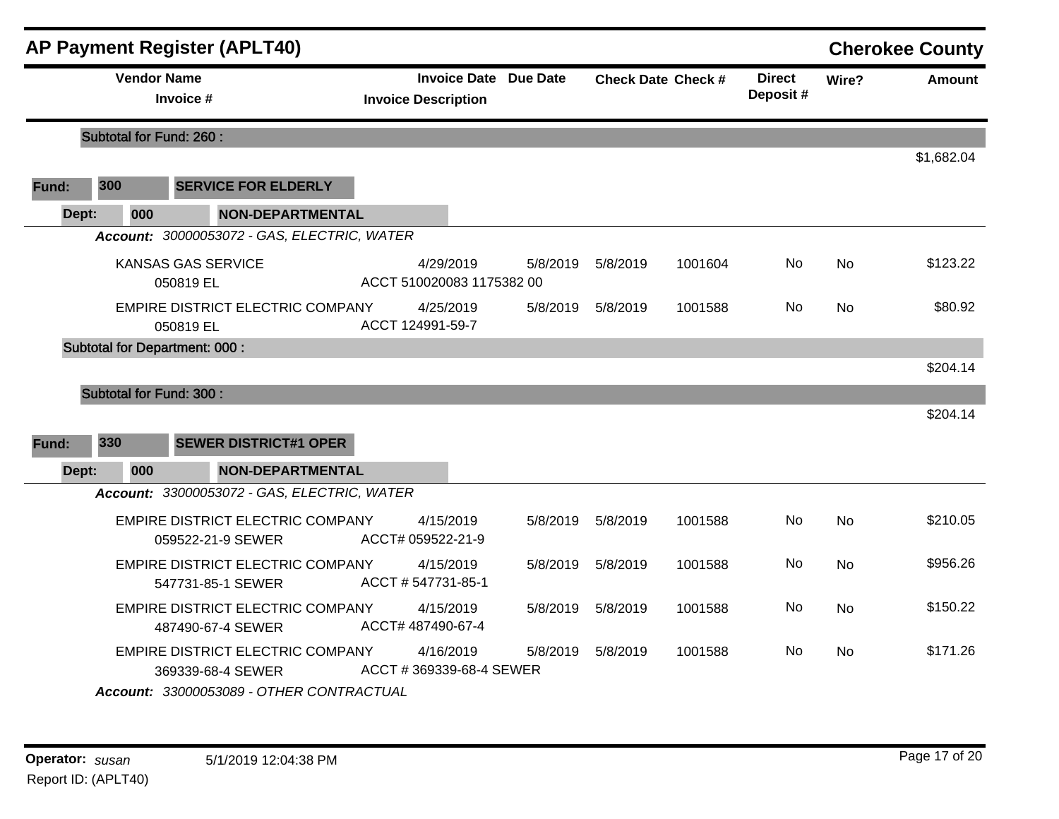## AP Payment Register (APLT40)

**Cherokee County**

| Vendor Name / Invoice # | Invoice Date / Invoice Description | Due Date | Check Date | Check # | Direct Deposit # | Wire? | Amount |
|---|---|---|---|---|---|---|---|
| **Subtotal for Fund: 260 :** | | | | | | | $1,682.04 |
| **Fund: 300 SERVICE FOR ELDERLY** | | | | | | | |
| **Dept: 000 NON-DEPARTMENTAL** | | | | | | | |
| ***Account: 30000053072 - GAS, ELECTRIC, WATER*** | | | | | | | |
| KANSAS GAS SERVICE<br>050819 EL | 4/29/2019<br>ACCT 510020083 1175382 00 | 5/8/2019 | 5/8/2019 | 1001604 | No | No | $123.22 |
| EMPIRE DISTRICT ELECTRIC COMPANY<br>050819 EL | 4/25/2019<br>ACCT 124991-59-7 | 5/8/2019 | 5/8/2019 | 1001588 | No | No | $80.92 |
| **Subtotal for Department: 000 :** | | | | | | | $204.14 |
| **Subtotal for Fund: 300 :** | | | | | | | $204.14 |
| **Fund: 330 SEWER DISTRICT#1 OPER** | | | | | | | |
| **Dept: 000 NON-DEPARTMENTAL** | | | | | | | |
| ***Account: 33000053072 - GAS, ELECTRIC, WATER*** | | | | | | | |
| EMPIRE DISTRICT ELECTRIC COMPANY<br>059522-21-9 SEWER | 4/15/2019<br>ACCT# 059522-21-9 | 5/8/2019 | 5/8/2019 | 1001588 | No | No | $210.05 |
| EMPIRE DISTRICT ELECTRIC COMPANY<br>547731-85-1 SEWER | 4/15/2019<br>ACCT # 547731-85-1 | 5/8/2019 | 5/8/2019 | 1001588 | No | No | $956.26 |
| EMPIRE DISTRICT ELECTRIC COMPANY<br>487490-67-4 SEWER | 4/15/2019<br>ACCT# 487490-67-4 | 5/8/2019 | 5/8/2019 | 1001588 | No | No | $150.22 |
| EMPIRE DISTRICT ELECTRIC COMPANY<br>369339-68-4 SEWER | 4/16/2019<br>ACCT # 369339-68-4 SEWER | 5/8/2019 | 5/8/2019 | 1001588 | No | No | $171.26 |
| ***Account: 33000053089 - OTHER CONTRACTUAL*** | | | | | | | |

**Operator:** *susan* 5/1/2019 12:04:38 PM
Report ID: (APLT40)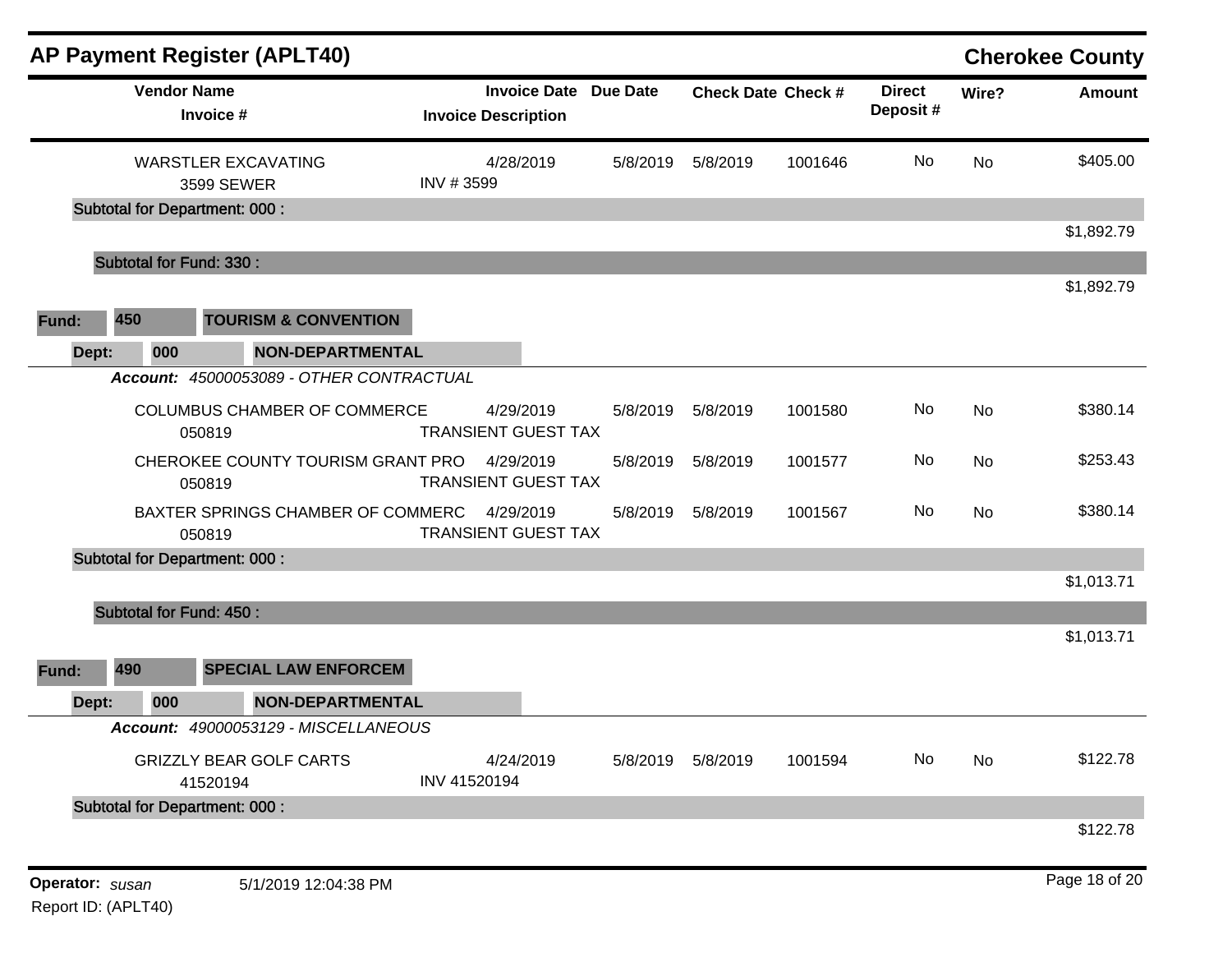# AP Payment Register (APLT40)

**Cherokee County**

| Vendor Name / Invoice # | Invoice Date / Invoice Description | Due Date | Check Date | Check # | Direct Deposit # | Wire? | Amount |
|---|---|---|---|---|---|---|---|
| WARSTLER EXCAVATING<br>3599 SEWER | 4/28/2019<br>INV # 3599 | 5/8/2019 | 5/8/2019 | 1001646 | No | No | $405.00 |
| **Subtotal for Department: 000 :** | | | | | | | $1,892.79 |
| **Subtotal for Fund: 330 :** | | | | | | | $1,892.79 |

**Fund:** 450 **TOURISM & CONVENTION**

**Dept:** 000 **NON-DEPARTMENTAL**

***Account:*** *45000053089 - OTHER CONTRACTUAL*

| Vendor Name / Invoice # | Invoice Date / Invoice Description | Due Date | Check Date | Check # | Direct Deposit # | Wire? | Amount |
|---|---|---|---|---|---|---|---|
| COLUMBUS CHAMBER OF COMMERCE<br>050819 | 4/29/2019<br>TRANSIENT GUEST TAX | 5/8/2019 | 5/8/2019 | 1001580 | No | No | $380.14 |
| CHEROKEE COUNTY TOURISM GRANT PRO<br>050819 | 4/29/2019<br>TRANSIENT GUEST TAX | 5/8/2019 | 5/8/2019 | 1001577 | No | No | $253.43 |
| BAXTER SPRINGS CHAMBER OF COMMERC<br>050819 | 4/29/2019<br>TRANSIENT GUEST TAX | 5/8/2019 | 5/8/2019 | 1001567 | No | No | $380.14 |
| **Subtotal for Department: 000 :** | | | | | | | $1,013.71 |
| **Subtotal for Fund: 450 :** | | | | | | | $1,013.71 |

**Fund:** 490 **SPECIAL LAW ENFORCEM**

**Dept:** 000 **NON-DEPARTMENTAL**

***Account:*** *49000053129 - MISCELLANEOUS*

| Vendor Name / Invoice # | Invoice Date / Invoice Description | Due Date | Check Date | Check # | Direct Deposit # | Wire? | Amount |
|---|---|---|---|---|---|---|---|
| GRIZZLY BEAR GOLF CARTS<br>41520194 | 4/24/2019<br>INV 41520194 | 5/8/2019 | 5/8/2019 | 1001594 | No | No | $122.78 |
| **Subtotal for Department: 000 :** | | | | | | | $122.78 |

**Operator:** *susan* 5/1/2019 12:04:38 PM

Report ID: (APLT40)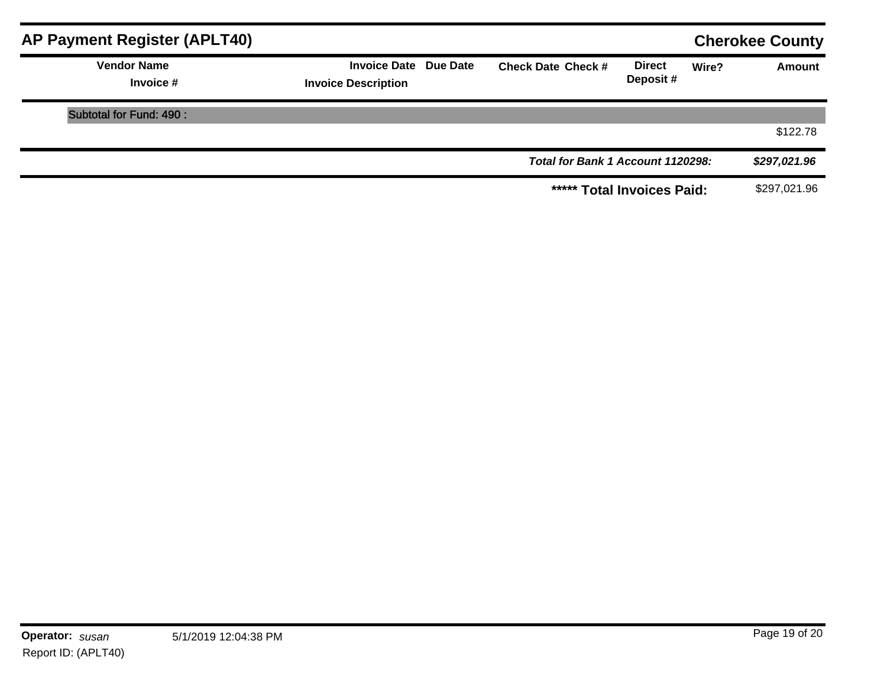## AP Payment Register (APLT40)

**Cherokee County**

| Vendor Name / Invoice # | Invoice Date / Invoice Description | Due Date | Check Date | Check # | Direct Deposit # | Wire? | Amount |
|---|---|---|---|---|---|---|---|
| Subtotal for Fund: 490 : | | | | | | | |
| | | | | | | | $122.78 |
| | | | ***Total for Bank 1 Account 1120298:*** | | | | ***$297,021.96*** |
| | | | **\*\*\*\*\* Total Invoices Paid:** | | | | $297,021.96 |

**Operator:** *susan* 5/1/2019 12:04:38 PM

Report ID: (APLT40)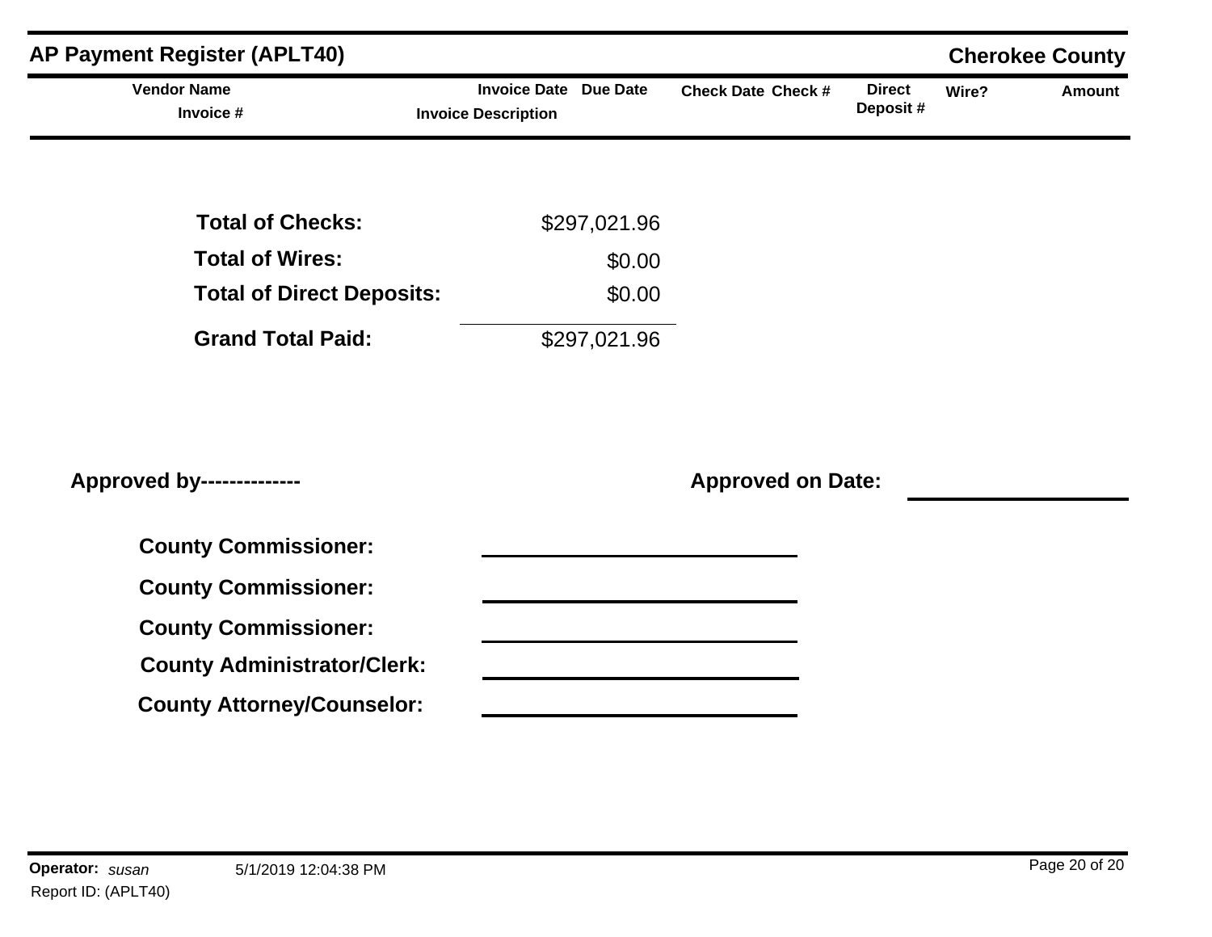## AP Payment Register (APLT40)

**Cherokee County**

| Vendor Name / Invoice # | Invoice Date / Invoice Description | Due Date | Check Date | Check # | Direct Deposit # | Wire? | Amount |
|---|---|---|---|---|---|---|---|

| | |
|---|---|
| **Total of Checks:** | $297,021.96 |
| **Total of Wires:** | $0.00 |
| **Total of Direct Deposits:** | $0.00 |
| **Grand Total Paid:** | $297,021.96 |

**Approved by--------------** **Approved on Date:** ____________________

**County Commissioner:** ____________________________

**County Commissioner:** ____________________________

**County Commissioner:** ____________________________

**County Administrator/Clerk:** ____________________________

**County Attorney/Counselor:** ____________________________

**Operator:** *susan* 5/1/2019 12:04:38 PM

Report ID: (APLT40)